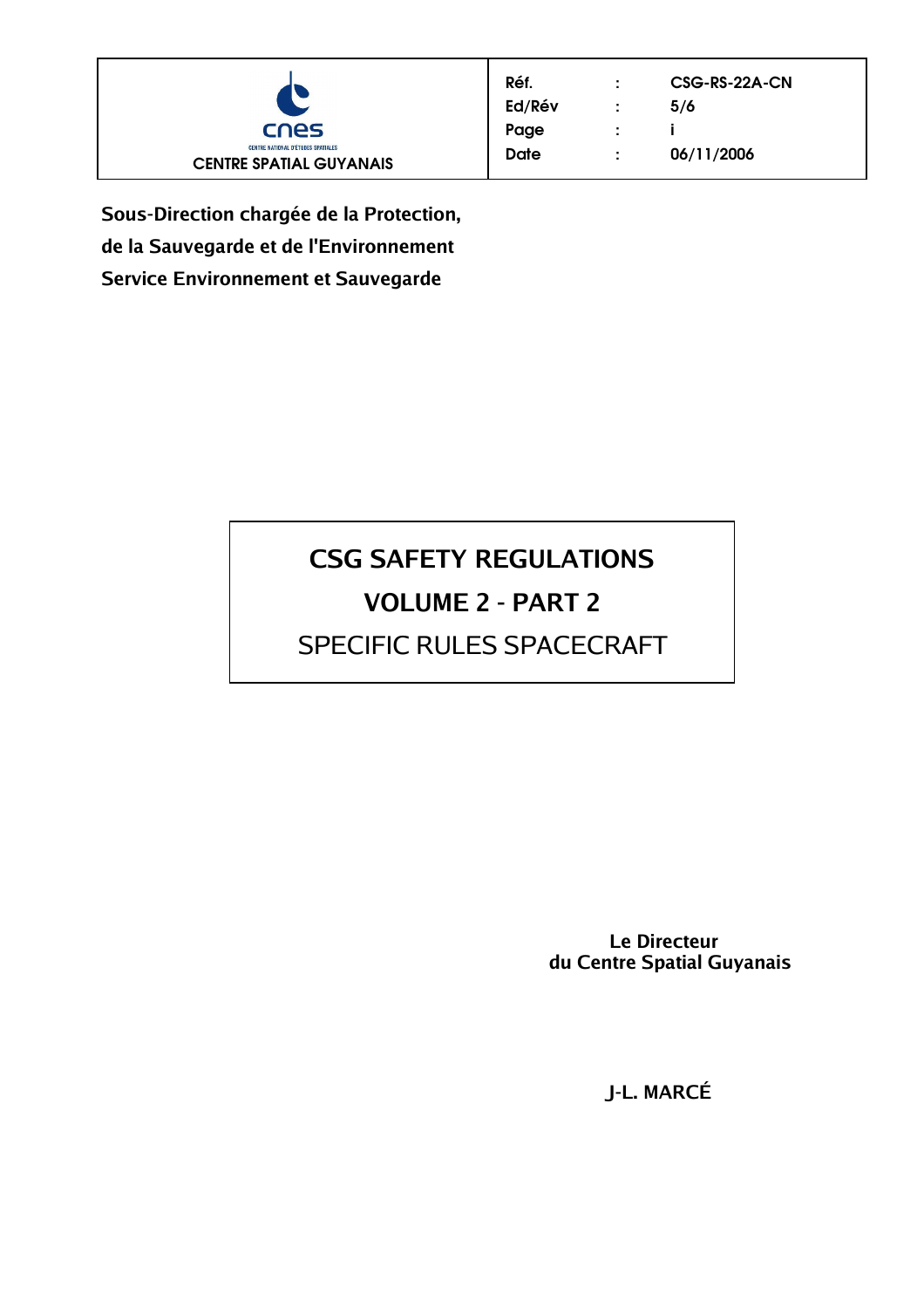| | | | |
|---|---|---|---|
| cnes<br>CENTRE NATIONAL D'ÉTUDES SPATIALES<br>CENTRE SPATIAL GUYANAIS | Réf. | : | CSG-RS-22A-CN |
| | Ed/Rév | : | 5/6 |
| | Page | : | i |
| | Date | : | 06/11/2006 |

**Sous-Direction chargée de la Protection,**
**de la Sauvegarde et de l'Environnement**
**Service Environnement et Sauvegarde**

# CSG SAFETY REGULATIONS

## VOLUME 2 - PART 2

## SPECIFIC RULES SPACECRAFT

**Le Directeur**
**du Centre Spatial Guyanais**

**J-L. MARCÉ**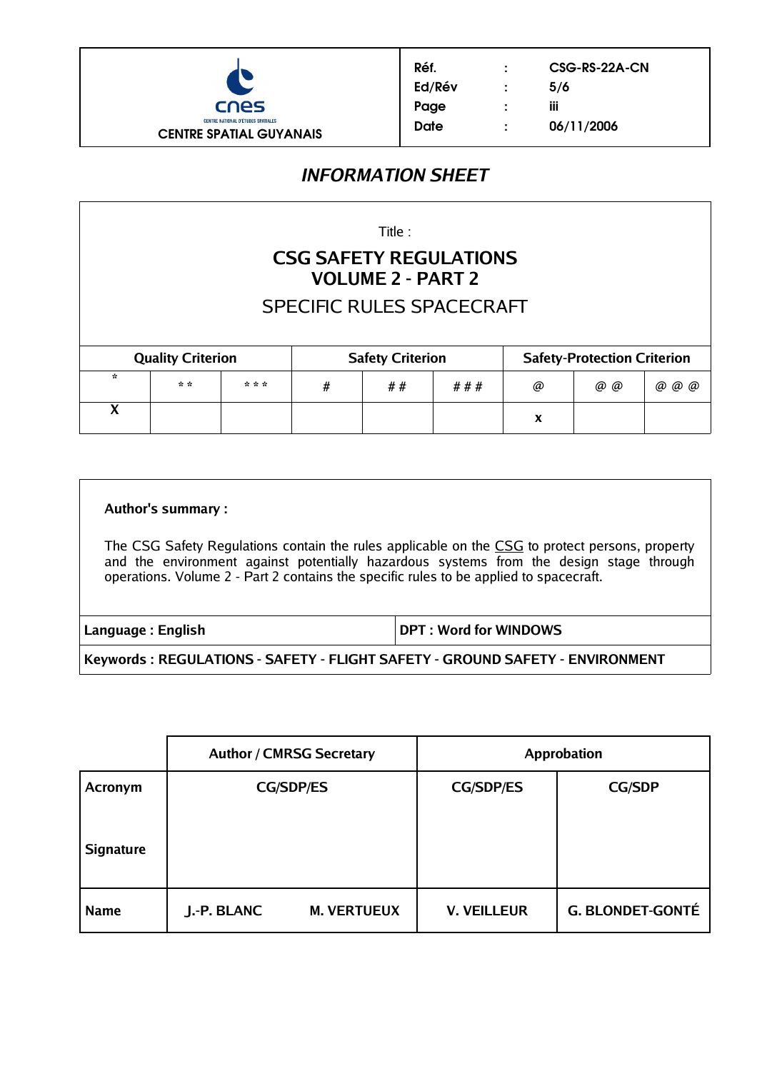| CENTRE SPATIAL GUYANAIS | Réf. : CSG-RS-22A-CN |
|---|---|
| | Ed/Rév : 5/6 |
| | Page : iii |
| | Date : 06/11/2006 |

## *INFORMATION SHEET*

Title :

**CSG SAFETY REGULATIONS**
**VOLUME 2 - PART 2**

SPECIFIC RULES SPACECRAFT

| Quality Criterion | | | Safety Criterion | | | Safety-Protection Criterion | | |
|---|---|---|---|---|---|---|---|---|
| * | * * | * * * | # | # # | # # # | @ | @ @ | @ @ @ |
| X | | | | | | x | | |

**Author's summary :**

The CSG Safety Regulations contain the rules applicable on the CSG to protect persons, property and the environment against potentially hazardous systems from the design stage through operations. Volume 2 - Part 2 contains the specific rules to be applied to spacecraft.

| | |
|---|---|
| **Language : English** | **DPT : Word for WINDOWS** |
| **Keywords : REGULATIONS - SAFETY - FLIGHT SAFETY - GROUND SAFETY - ENVIRONMENT** | |

| | Author / CMRSG Secretary | | Approbation | |
|---|---|---|---|---|
| **Acronym** | CG/SDP/ES | | CG/SDP/ES | CG/SDP |
| **Signature** | | | | |
| **Name** | J.-P. BLANC | M. VERTUEUX | V. VEILLEUR | G. BLONDET-GONTÉ |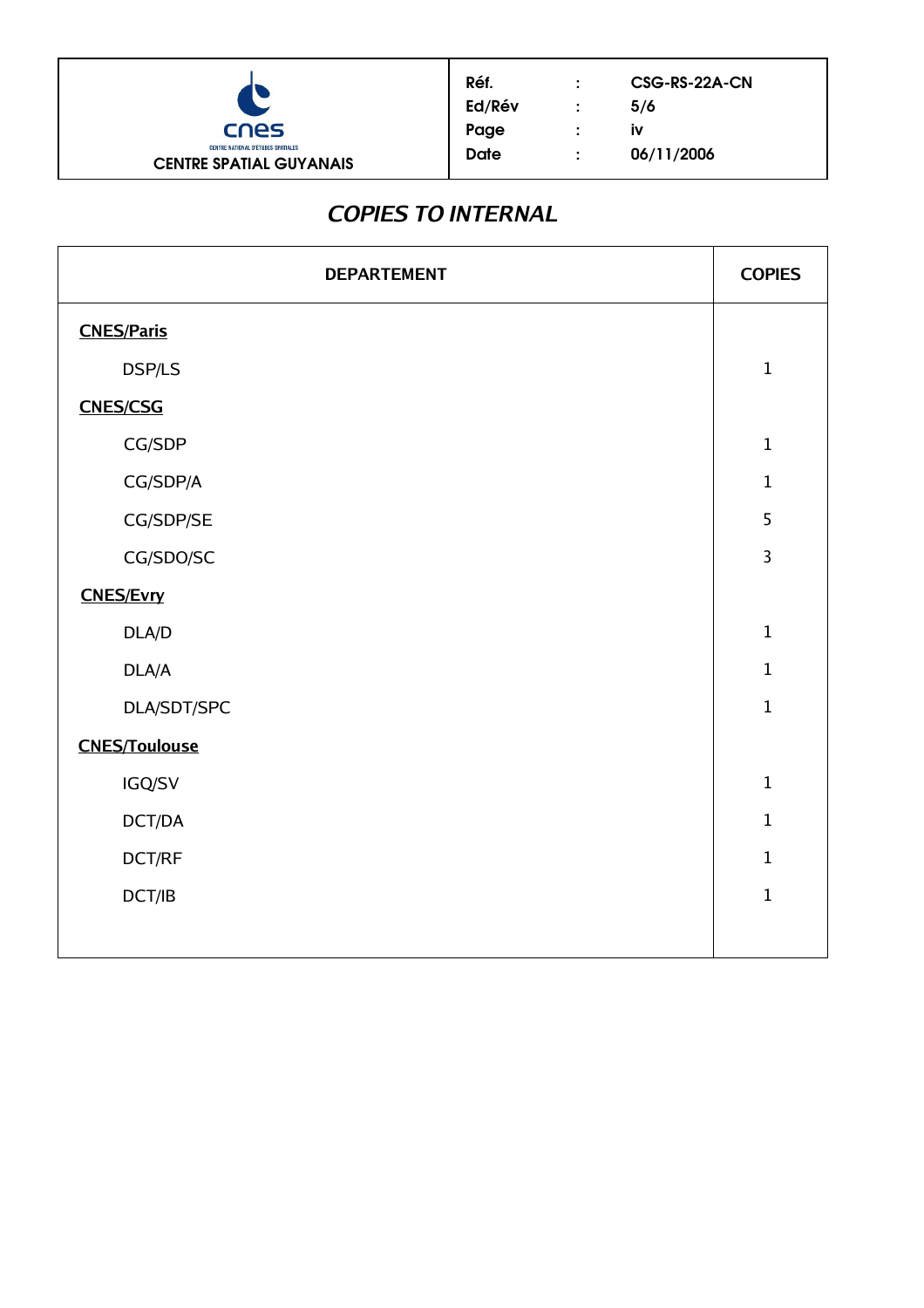## *COPIES TO INTERNAL*

| DEPARTEMENT | COPIES |
|---|---|
| **CNES/Paris** | |
| DSP/LS | 1 |
| **CNES/CSG** | |
| CG/SDP | 1 |
| CG/SDP/A | 1 |
| CG/SDP/SE | 5 |
| CG/SDO/SC | 3 |
| **CNES/Evry** | |
| DLA/D | 1 |
| DLA/A | 1 |
| DLA/SDT/SPC | 1 |
| **CNES/Toulouse** | |
| IGQ/SV | 1 |
| DCT/DA | 1 |
| DCT/RF | 1 |
| DCT/IB | 1 |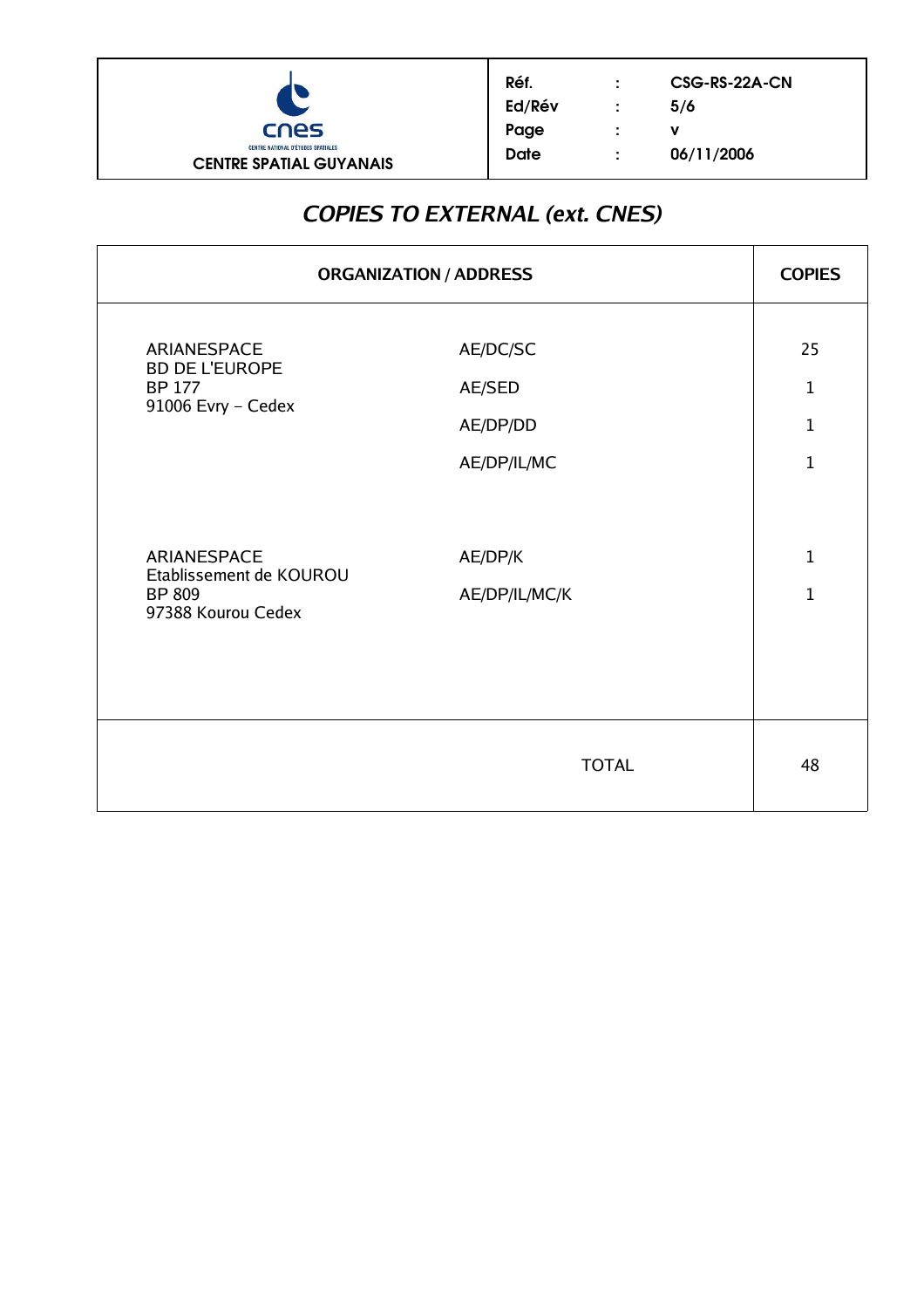# *COPIES TO EXTERNAL (ext. CNES)*

| ORGANIZATION / ADDRESS | | COPIES |
|---|---|---|
| ARIANESPACE<br>BD DE L'EUROPE<br>BP 177<br>91006 Evry – Cedex | AE/DC/SC | 25 |
| | AE/SED | 1 |
| | AE/DP/DD | 1 |
| | AE/DP/IL/MC | 1 |
| ARIANESPACE<br>Etablissement de KOUROU<br>BP 809<br>97388 Kourou Cedex | AE/DP/K | 1 |
| | AE/DP/IL/MC/K | 1 |
| | TOTAL | 48 |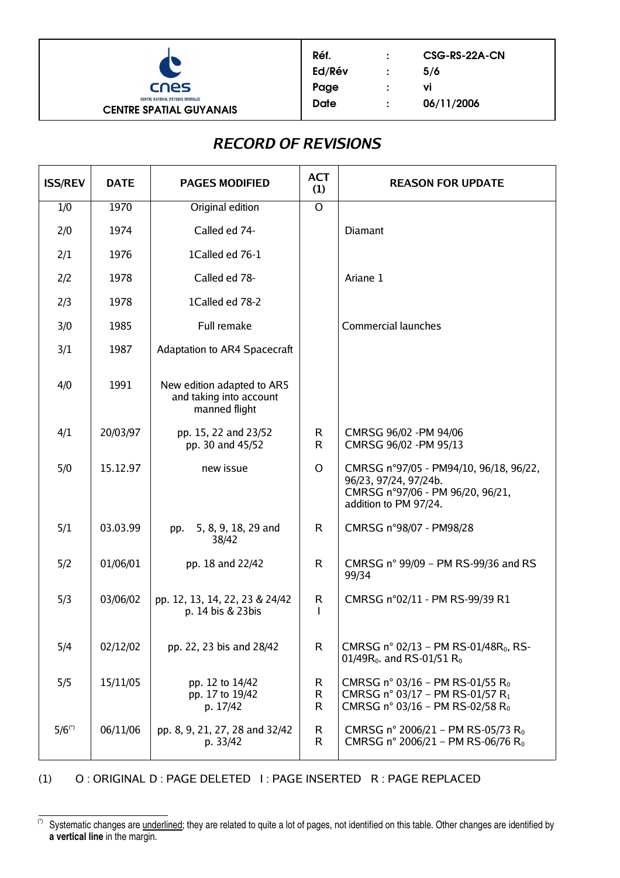| | | | |
|---|---|---|---|
| **CENTRE SPATIAL GUYANAIS** | **Réf.** : **CSG-RS-22A-CN** | **Ed/Rév** : **5/6** | **Page** : **vi** |
| | **Date** : **06/11/2006** | | |

# *RECORD OF REVISIONS*

| ISS/REV | DATE | PAGES MODIFIED | ACT (1) | REASON FOR UPDATE |
|---|---|---|---|---|
| 1/0 | 1970 | Original edition | O | |
| 2/0 | 1974 | Called ed 74- | | Diamant |
| 2/1 | 1976 | 1Called ed 76-1 | | |
| 2/2 | 1978 | Called ed 78- | | Ariane 1 |
| 2/3 | 1978 | 1Called ed 78-2 | | |
| 3/0 | 1985 | Full remake | | Commercial launches |
| 3/1 | 1987 | Adaptation to AR4 Spacecraft | | |
| 4/0 | 1991 | New edition adapted to AR5 and taking into account manned flight | | |
| 4/1 | 20/03/97 | pp. 15, 22 and 23/52<br>pp. 30 and 45/52 | R<br>R | CMRSG 96/02 -PM 94/06<br>CMRSG 96/02 -PM 95/13 |
| 5/0 | 15.12.97 | new issue | O | CMRSG n°97/05 - PM94/10, 96/18, 96/22, 96/23, 97/24, 97/24b.<br>CMRSG n°97/06 - PM 96/20, 96/21, addition to PM 97/24. |
| 5/1 | 03.03.99 | pp. 5, 8, 9, 18, 29 and 38/42 | R | CMRSG n°98/07 - PM98/28 |
| 5/2 | 01/06/01 | pp. 18 and 22/42 | R | CMRSG n° 99/09 – PM RS-99/36 and RS 99/34 |
| 5/3 | 03/06/02 | pp. 12, 13, 14, 22, 23 & 24/42<br>p. 14 bis & 23bis | R<br>I | CMRSG n°02/11 - PM RS-99/39 R1 |
| 5/4 | 02/12/02 | pp. 22, 23 bis and 28/42 | R | CMRSG n° 02/13 – PM RS-01/48$R_0$, RS-01/49$R_0$. and RS-01/51 $R_0$ |
| 5/5 | 15/11/05 | pp. 12 to 14/42<br>pp. 17 to 19/42<br>p. 17/42 | R<br>R<br>R | CMRSG n° 03/16 – PM RS-01/55 $R_0$<br>CMRSG n° 03/17 – PM RS-01/57 $R_1$<br>CMRSG n° 03/16 – PM RS-02/58 $R_0$ |
| 5/6[(*)] | 06/11/06 | pp. 8, 9, 21, 27, 28 and 32/42<br>p. 33/42 | R<br>R | CMRSG n° 2006/21 – PM RS-05/73 $R_0$<br>CMRSG n° 2006/21 – PM RS-06/76 $R_0$ |

(1) O : ORIGINAL D : PAGE DELETED I : PAGE INSERTED R : PAGE REPLACED

[(*)] Systematic changes are underlined; they are related to quite a lot of pages, not identified on this table. Other changes are identified by **a vertical line** in the margin.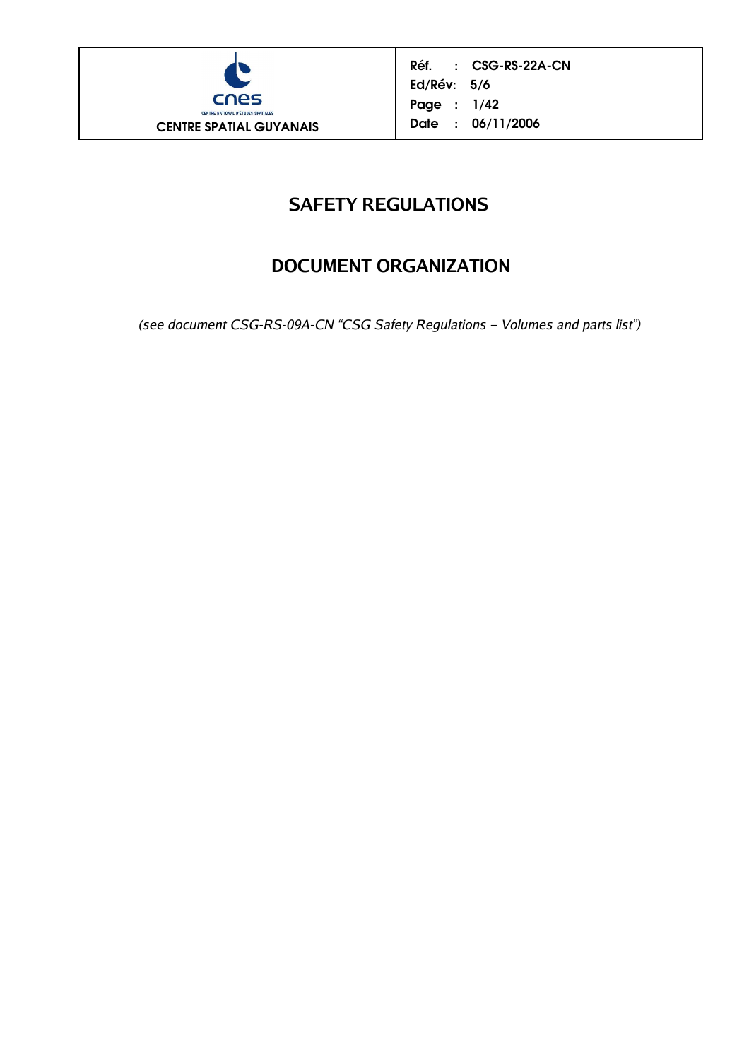# SAFETY REGULATIONS

## DOCUMENT ORGANIZATION

*(see document CSG-RS-09A-CN "CSG Safety Regulations – Volumes and parts list")*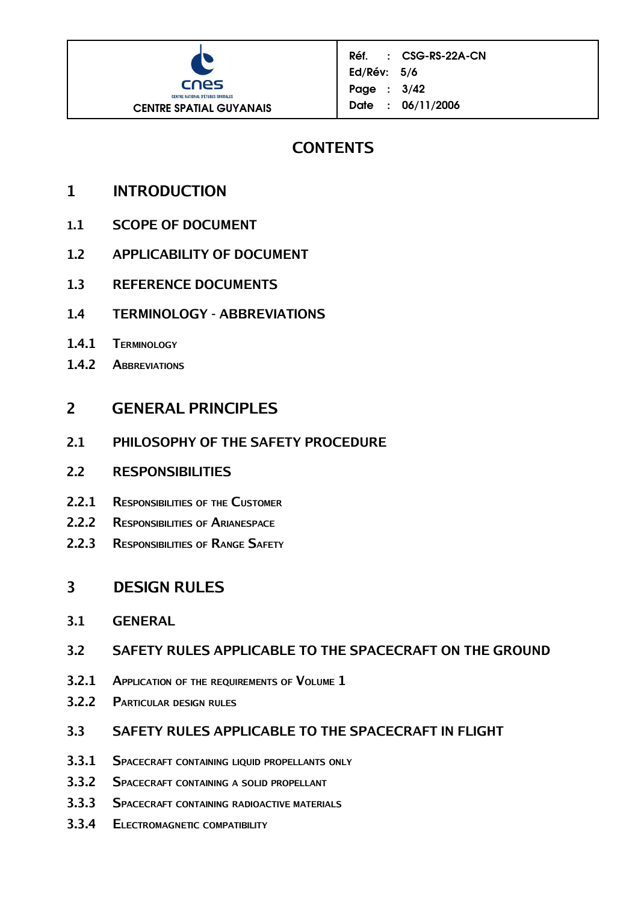# CONTENTS

## 1 INTRODUCTION

### 1.1 SCOPE OF DOCUMENT

### 1.2 APPLICABILITY OF DOCUMENT

### 1.3 REFERENCE DOCUMENTS

### 1.4 TERMINOLOGY - ABBREVIATIONS

#### 1.4.1 Terminology

#### 1.4.2 Abbreviations

## 2 GENERAL PRINCIPLES

### 2.1 PHILOSOPHY OF THE SAFETY PROCEDURE

### 2.2 RESPONSIBILITIES

#### 2.2.1 Responsibilities of the Customer

#### 2.2.2 Responsibilities of Arianespace

#### 2.2.3 Responsibilities of Range Safety

## 3 DESIGN RULES

### 3.1 GENERAL

### 3.2 SAFETY RULES APPLICABLE TO THE SPACECRAFT ON THE GROUND

#### 3.2.1 Application of the requirements of Volume 1

#### 3.2.2 Particular design rules

### 3.3 SAFETY RULES APPLICABLE TO THE SPACECRAFT IN FLIGHT

#### 3.3.1 Spacecraft containing liquid propellants only

#### 3.3.2 Spacecraft containing a solid propellant

#### 3.3.3 Spacecraft containing radioactive materials

#### 3.3.4 Electromagnetic compatibility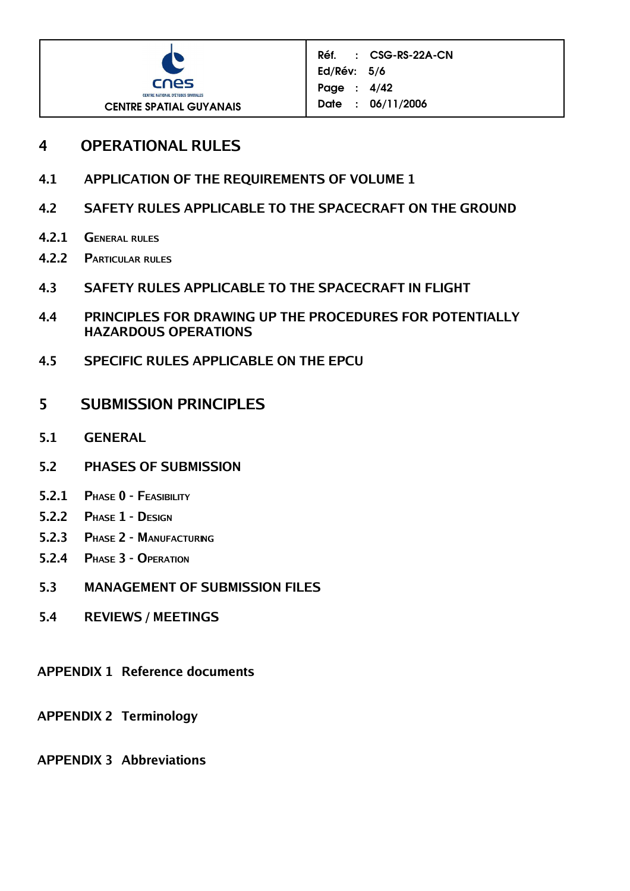# 4 OPERATIONAL RULES

## 4.1 APPLICATION OF THE REQUIREMENTS OF VOLUME 1

## 4.2 SAFETY RULES APPLICABLE TO THE SPACECRAFT ON THE GROUND

### 4.2.1 General rules

### 4.2.2 Particular rules

## 4.3 SAFETY RULES APPLICABLE TO THE SPACECRAFT IN FLIGHT

## 4.4 PRINCIPLES FOR DRAWING UP THE PROCEDURES FOR POTENTIALLY HAZARDOUS OPERATIONS

## 4.5 SPECIFIC RULES APPLICABLE ON THE EPCU

# 5 SUBMISSION PRINCIPLES

## 5.1 GENERAL

## 5.2 PHASES OF SUBMISSION

### 5.2.1 Phase 0 - Feasibility

### 5.2.2 Phase 1 - Design

### 5.2.3 Phase 2 - Manufacturing

### 5.2.4 Phase 3 - Operation

## 5.3 MANAGEMENT OF SUBMISSION FILES

## 5.4 REVIEWS / MEETINGS

**APPENDIX 1 Reference documents**

**APPENDIX 2 Terminology**

**APPENDIX 3 Abbreviations**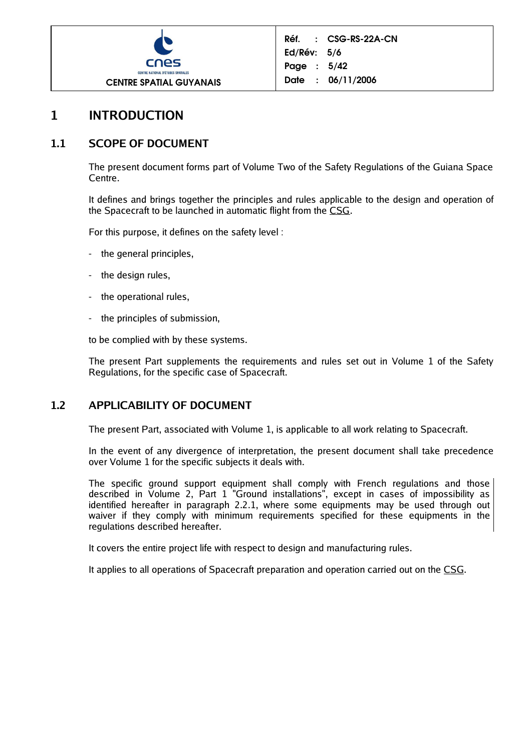# 1 INTRODUCTION

## 1.1 SCOPE OF DOCUMENT

The present document forms part of Volume Two of the Safety Regulations of the Guiana Space Centre.

It defines and brings together the principles and rules applicable to the design and operation of the Spacecraft to be launched in automatic flight from the CSG.

For this purpose, it defines on the safety level :

- the general principles,
- the design rules,
- the operational rules,
- the principles of submission,

to be complied with by these systems.

The present Part supplements the requirements and rules set out in Volume 1 of the Safety Regulations, for the specific case of Spacecraft.

## 1.2 APPLICABILITY OF DOCUMENT

The present Part, associated with Volume 1, is applicable to all work relating to Spacecraft.

In the event of any divergence of interpretation, the present document shall take precedence over Volume 1 for the specific subjects it deals with.

The specific ground support equipment shall comply with French regulations and those described in Volume 2, Part 1 "Ground installations", except in cases of impossibility as identified hereafter in paragraph 2.2.1, where some equipments may be used through out waiver if they comply with minimum requirements specified for these equipments in the regulations described hereafter.

It covers the entire project life with respect to design and manufacturing rules.

It applies to all operations of Spacecraft preparation and operation carried out on the CSG.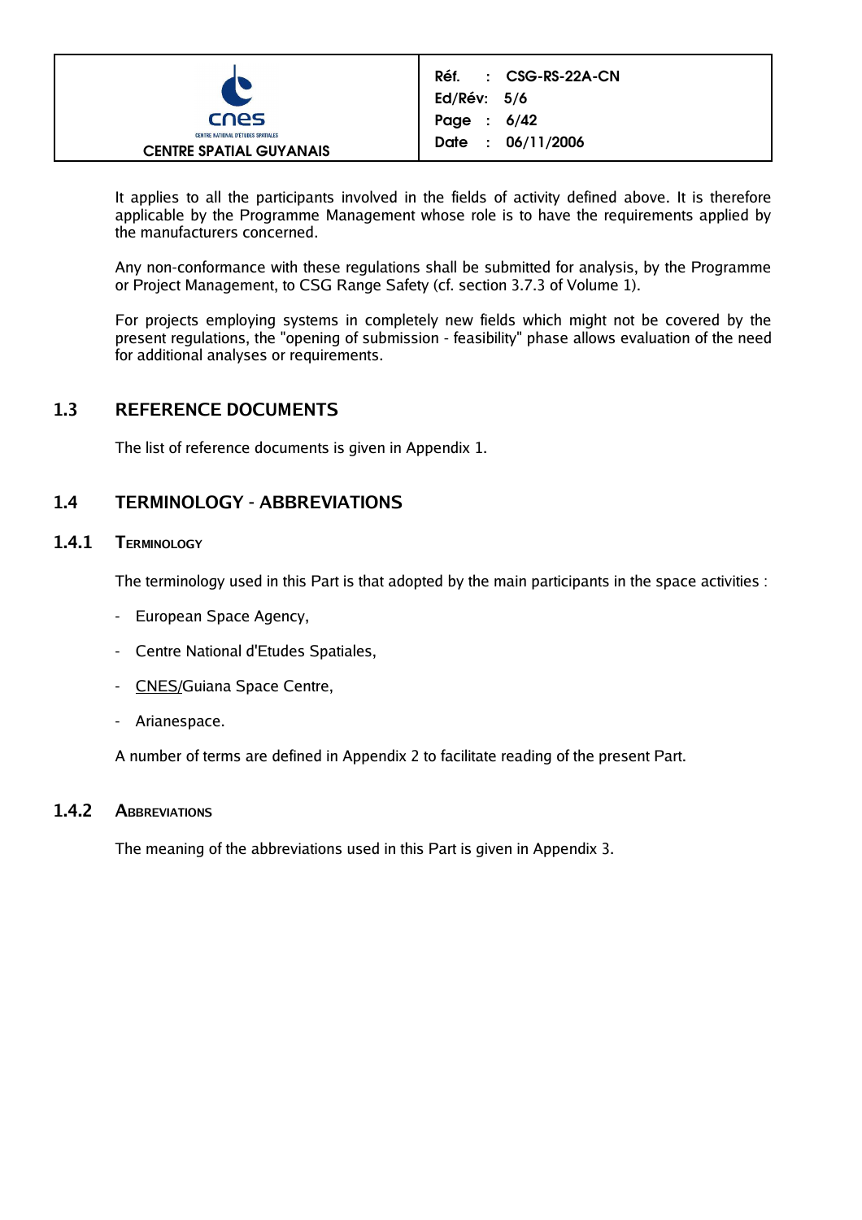It applies to all the participants involved in the fields of activity defined above. It is therefore applicable by the Programme Management whose role is to have the requirements applied by the manufacturers concerned.

Any non-conformance with these regulations shall be submitted for analysis, by the Programme or Project Management, to CSG Range Safety (cf. section 3.7.3 of Volume 1).

For projects employing systems in completely new fields which might not be covered by the present regulations, the "opening of submission - feasibility" phase allows evaluation of the need for additional analyses or requirements.

## 1.3 REFERENCE DOCUMENTS

The list of reference documents is given in Appendix 1.

## 1.4 TERMINOLOGY - ABBREVIATIONS

### 1.4.1 TERMINOLOGY

The terminology used in this Part is that adopted by the main participants in the space activities :

- European Space Agency,
- Centre National d'Etudes Spatiales,
- CNES/Guiana Space Centre,
- Arianespace.

A number of terms are defined in Appendix 2 to facilitate reading of the present Part.

### 1.4.2 ABBREVIATIONS

The meaning of the abbreviations used in this Part is given in Appendix 3.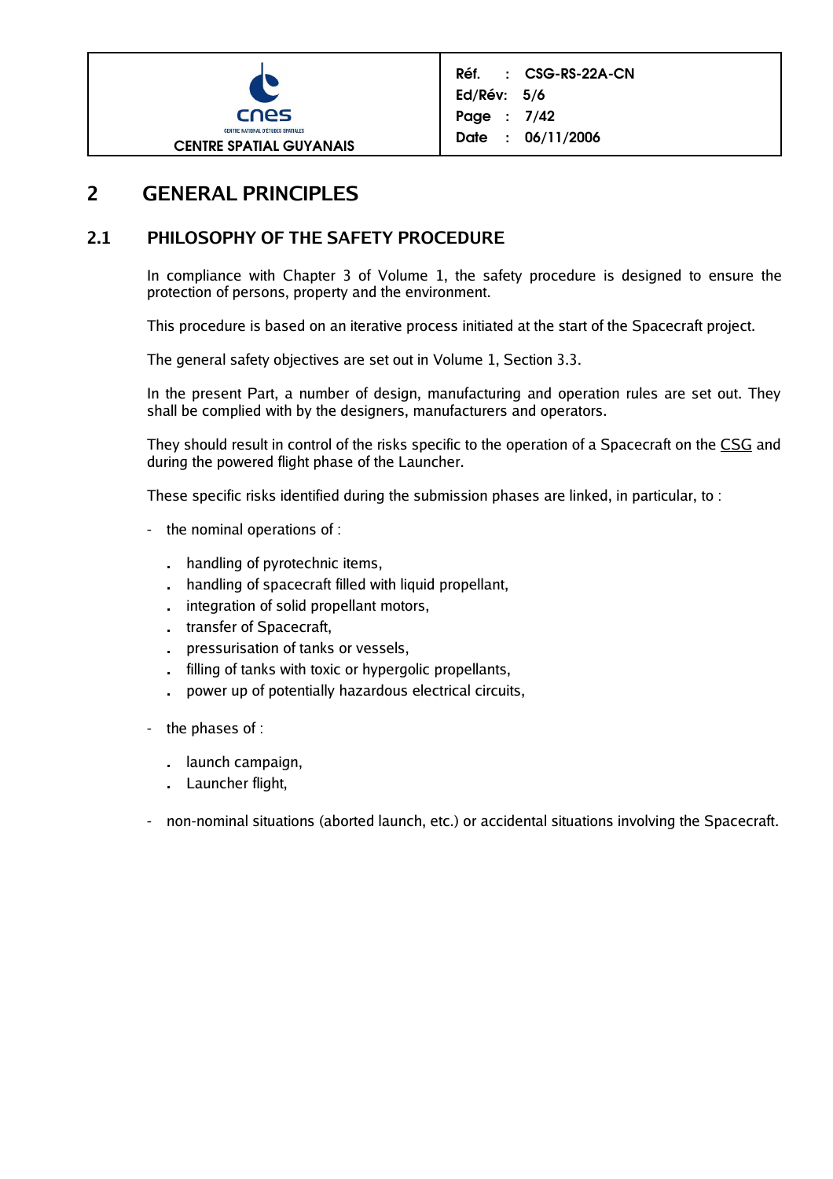# 2 GENERAL PRINCIPLES

## 2.1 PHILOSOPHY OF THE SAFETY PROCEDURE

In compliance with Chapter 3 of Volume 1, the safety procedure is designed to ensure the protection of persons, property and the environment.

This procedure is based on an iterative process initiated at the start of the Spacecraft project.

The general safety objectives are set out in Volume 1, Section 3.3.

In the present Part, a number of design, manufacturing and operation rules are set out. They shall be complied with by the designers, manufacturers and operators.

They should result in control of the risks specific to the operation of a Spacecraft on the CSG and during the powered flight phase of the Launcher.

These specific risks identified during the submission phases are linked, in particular, to :

- the nominal operations of :
  - handling of pyrotechnic items,
  - handling of spacecraft filled with liquid propellant,
  - integration of solid propellant motors,
  - transfer of Spacecraft,
  - pressurisation of tanks or vessels,
  - filling of tanks with toxic or hypergolic propellants,
  - power up of potentially hazardous electrical circuits,
- the phases of :
  - launch campaign,
  - Launcher flight,
- non-nominal situations (aborted launch, etc.) or accidental situations involving the Spacecraft.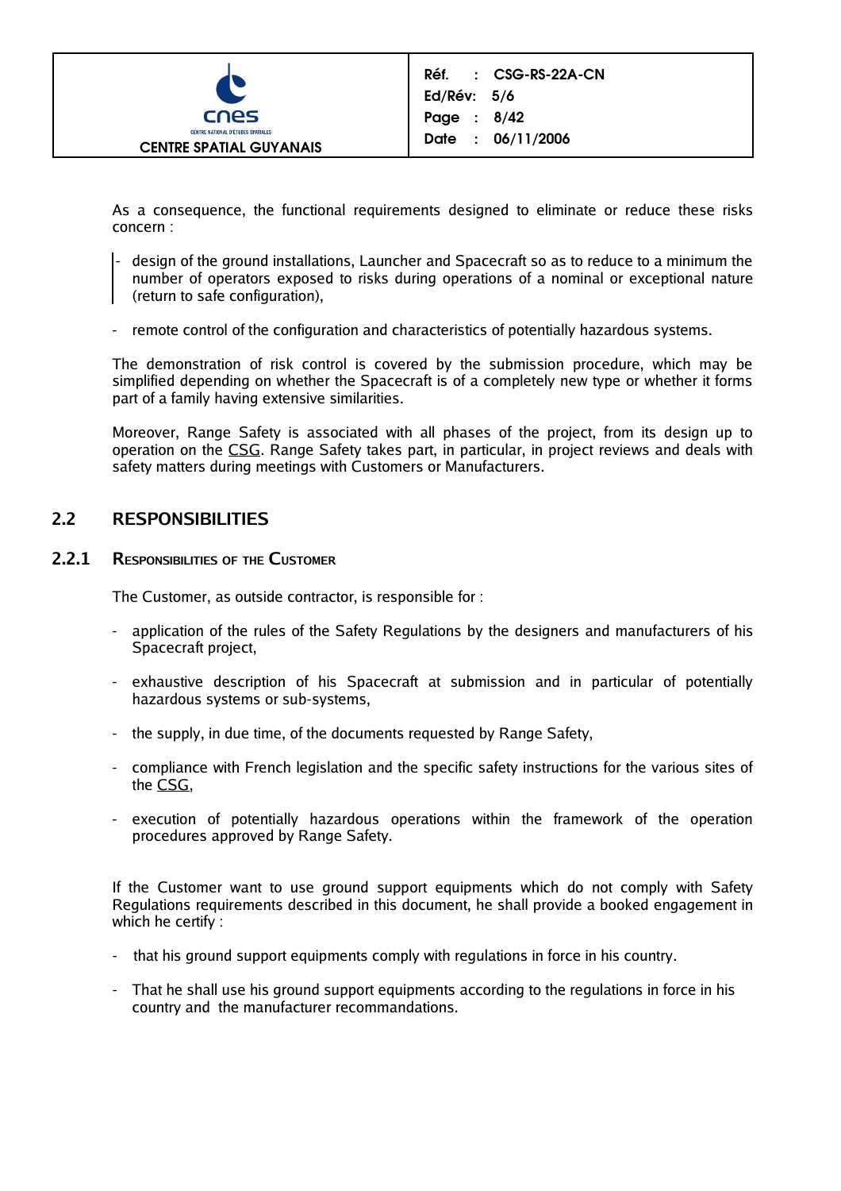As a consequence, the functional requirements designed to eliminate or reduce these risks concern :

- design of the ground installations, Launcher and Spacecraft so as to reduce to a minimum the number of operators exposed to risks during operations of a nominal or exceptional nature (return to safe configuration),

- remote control of the configuration and characteristics of potentially hazardous systems.

The demonstration of risk control is covered by the submission procedure, which may be simplified depending on whether the Spacecraft is of a completely new type or whether it forms part of a family having extensive similarities.

Moreover, Range Safety is associated with all phases of the project, from its design up to operation on the CSG. Range Safety takes part, in particular, in project reviews and deals with safety matters during meetings with Customers or Manufacturers.

## 2.2 RESPONSIBILITIES

### 2.2.1 Responsibilities of the Customer

The Customer, as outside contractor, is responsible for :

- application of the rules of the Safety Regulations by the designers and manufacturers of his Spacecraft project,

- exhaustive description of his Spacecraft at submission and in particular of potentially hazardous systems or sub-systems,

- the supply, in due time, of the documents requested by Range Safety,

- compliance with French legislation and the specific safety instructions for the various sites of the CSG,

- execution of potentially hazardous operations within the framework of the operation procedures approved by Range Safety.

If the Customer want to use ground support equipments which do not comply with Safety Regulations requirements described in this document, he shall provide a booked engagement in which he certify :

- that his ground support equipments comply with regulations in force in his country.

- That he shall use his ground support equipments according to the regulations in force in his country and the manufacturer recommandations.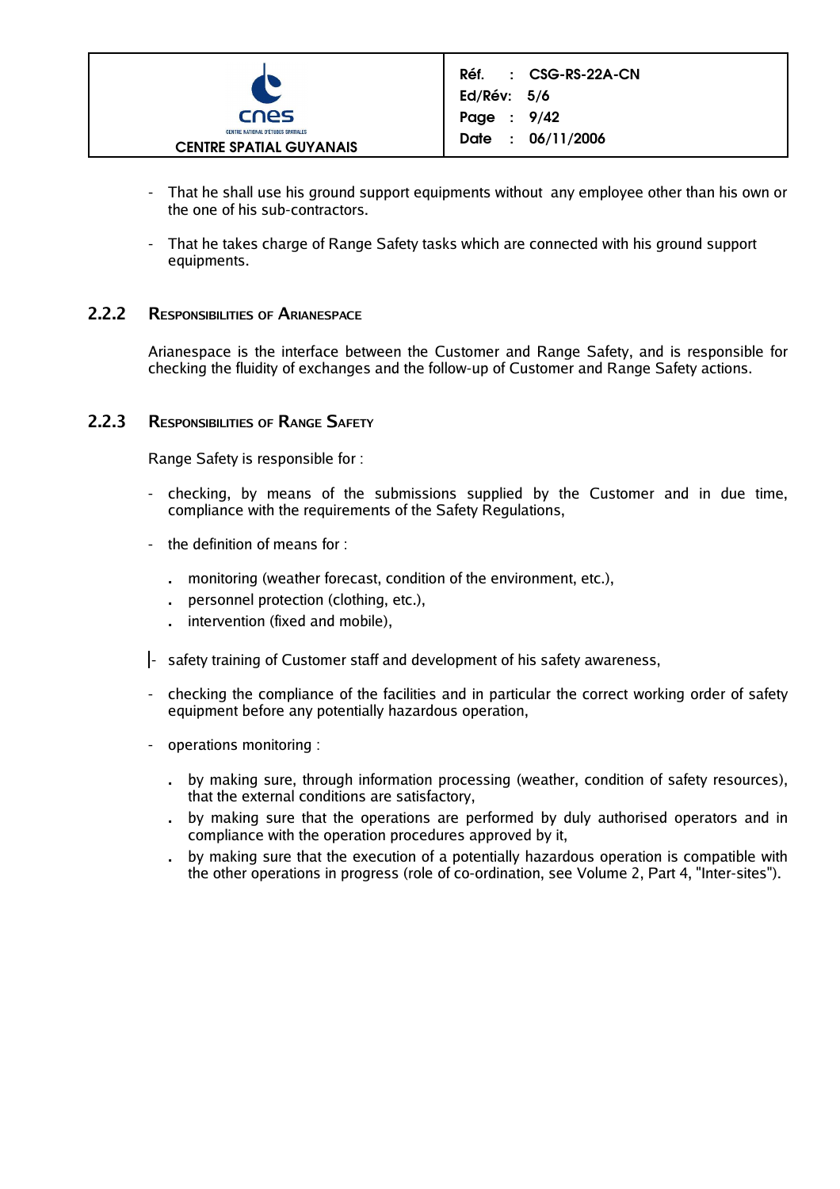- That he shall use his ground support equipments without any employee other than his own or the one of his sub-contractors.

- That he takes charge of Range Safety tasks which are connected with his ground support equipments.

### 2.2.2 Responsibilities of Arianespace

Arianespace is the interface between the Customer and Range Safety, and is responsible for checking the fluidity of exchanges and the follow-up of Customer and Range Safety actions.

### 2.2.3 Responsibilities of Range Safety

Range Safety is responsible for :

- checking, by means of the submissions supplied by the Customer and in due time, compliance with the requirements of the Safety Regulations,

- the definition of means for :

  - monitoring (weather forecast, condition of the environment, etc.),
  - personnel protection (clothing, etc.),
  - intervention (fixed and mobile),

- safety training of Customer staff and development of his safety awareness,

- checking the compliance of the facilities and in particular the correct working order of safety equipment before any potentially hazardous operation,

- operations monitoring :

  - by making sure, through information processing (weather, condition of safety resources), that the external conditions are satisfactory,
  - by making sure that the operations are performed by duly authorised operators and in compliance with the operation procedures approved by it,
  - by making sure that the execution of a potentially hazardous operation is compatible with the other operations in progress (role of co-ordination, see Volume 2, Part 4, "Inter-sites").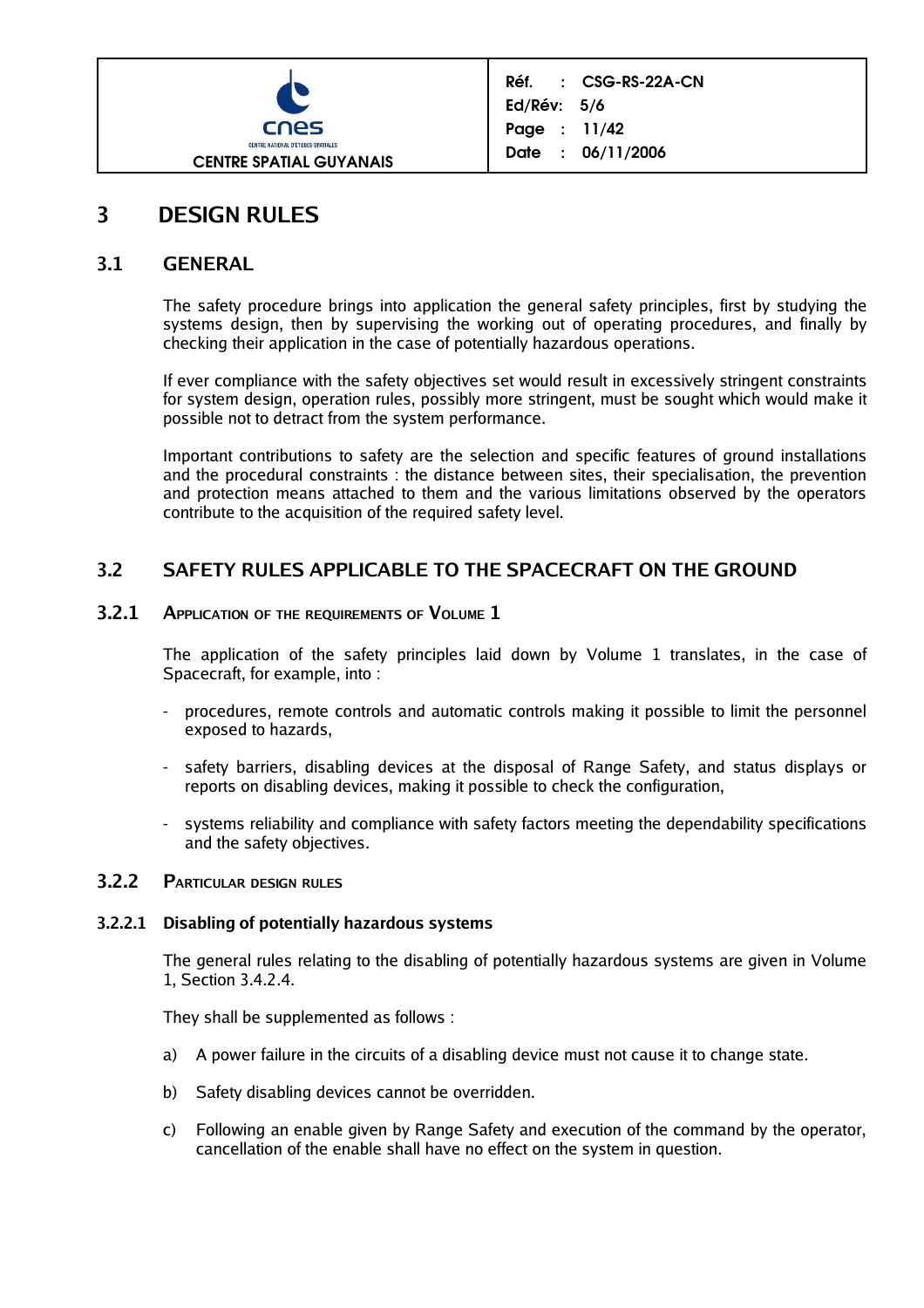# 3 DESIGN RULES

## 3.1 GENERAL

The safety procedure brings into application the general safety principles, first by studying the systems design, then by supervising the working out of operating procedures, and finally by checking their application in the case of potentially hazardous operations.

If ever compliance with the safety objectives set would result in excessively stringent constraints for system design, operation rules, possibly more stringent, must be sought which would make it possible not to detract from the system performance.

Important contributions to safety are the selection and specific features of ground installations and the procedural constraints : the distance between sites, their specialisation, the prevention and protection means attached to them and the various limitations observed by the operators contribute to the acquisition of the required safety level.

## 3.2 SAFETY RULES APPLICABLE TO THE SPACECRAFT ON THE GROUND

### 3.2.1 Application of the requirements of Volume 1

The application of the safety principles laid down by Volume 1 translates, in the case of Spacecraft, for example, into :

- procedures, remote controls and automatic controls making it possible to limit the personnel exposed to hazards,
- safety barriers, disabling devices at the disposal of Range Safety, and status displays or reports on disabling devices, making it possible to check the configuration,
- systems reliability and compliance with safety factors meeting the dependability specifications and the safety objectives.

### 3.2.2 Particular design rules

#### 3.2.2.1 Disabling of potentially hazardous systems

The general rules relating to the disabling of potentially hazardous systems are given in Volume 1, Section 3.4.2.4.

They shall be supplemented as follows :

a) A power failure in the circuits of a disabling device must not cause it to change state.

b) Safety disabling devices cannot be overridden.

c) Following an enable given by Range Safety and execution of the command by the operator, cancellation of the enable shall have no effect on the system in question.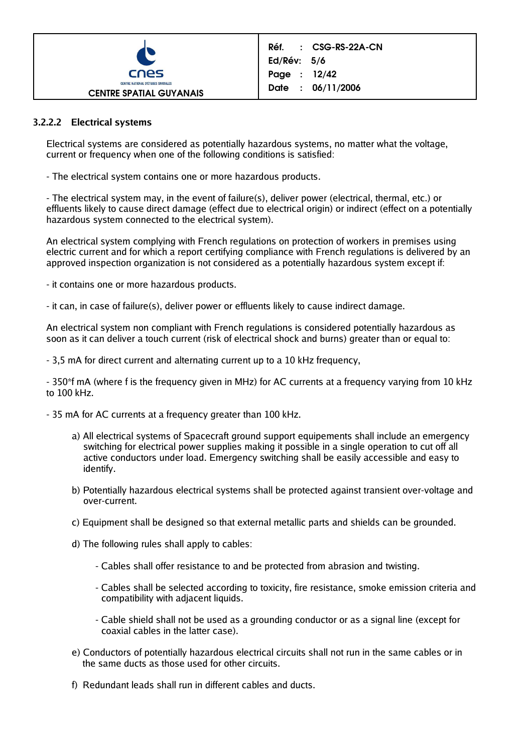### 3.2.2.2 Electrical systems

Electrical systems are considered as potentially hazardous systems, no matter what the voltage, current or frequency when one of the following conditions is satisfied:

- The electrical system contains one or more hazardous products.

- The electrical system may, in the event of failure(s), deliver power (electrical, thermal, etc.) or effluents likely to cause direct damage (effect due to electrical origin) or indirect (effect on a potentially hazardous system connected to the electrical system).

An electrical system complying with French regulations on protection of workers in premises using electric current and for which a report certifying compliance with French regulations is delivered by an approved inspection organization is not considered as a potentially hazardous system except if:

- it contains one or more hazardous products.

- it can, in case of failure(s), deliver power or effluents likely to cause indirect damage.

An electrical system non compliant with French regulations is considered potentially hazardous as soon as it can deliver a touch current (risk of electrical shock and burns) greater than or equal to:

- 3,5 mA for direct current and alternating current up to a 10 kHz frequency,

- 350*f mA (where f is the frequency given in MHz) for AC currents at a frequency varying from 10 kHz to 100 kHz.

- 35 mA for AC currents at a frequency greater than 100 kHz.

a) All electrical systems of Spacecraft ground support equipements shall include an emergency switching for electrical power supplies making it possible in a single operation to cut off all active conductors under load. Emergency switching shall be easily accessible and easy to identify.

b) Potentially hazardous electrical systems shall be protected against transient over-voltage and over-current.

c) Equipment shall be designed so that external metallic parts and shields can be grounded.

d) The following rules shall apply to cables:

  - Cables shall offer resistance to and be protected from abrasion and twisting.

  - Cables shall be selected according to toxicity, fire resistance, smoke emission criteria and compatibility with adjacent liquids.

  - Cable shield shall not be used as a grounding conductor or as a signal line (except for coaxial cables in the latter case).

e) Conductors of potentially hazardous electrical circuits shall not run in the same cables or in the same ducts as those used for other circuits.

f) Redundant leads shall run in different cables and ducts.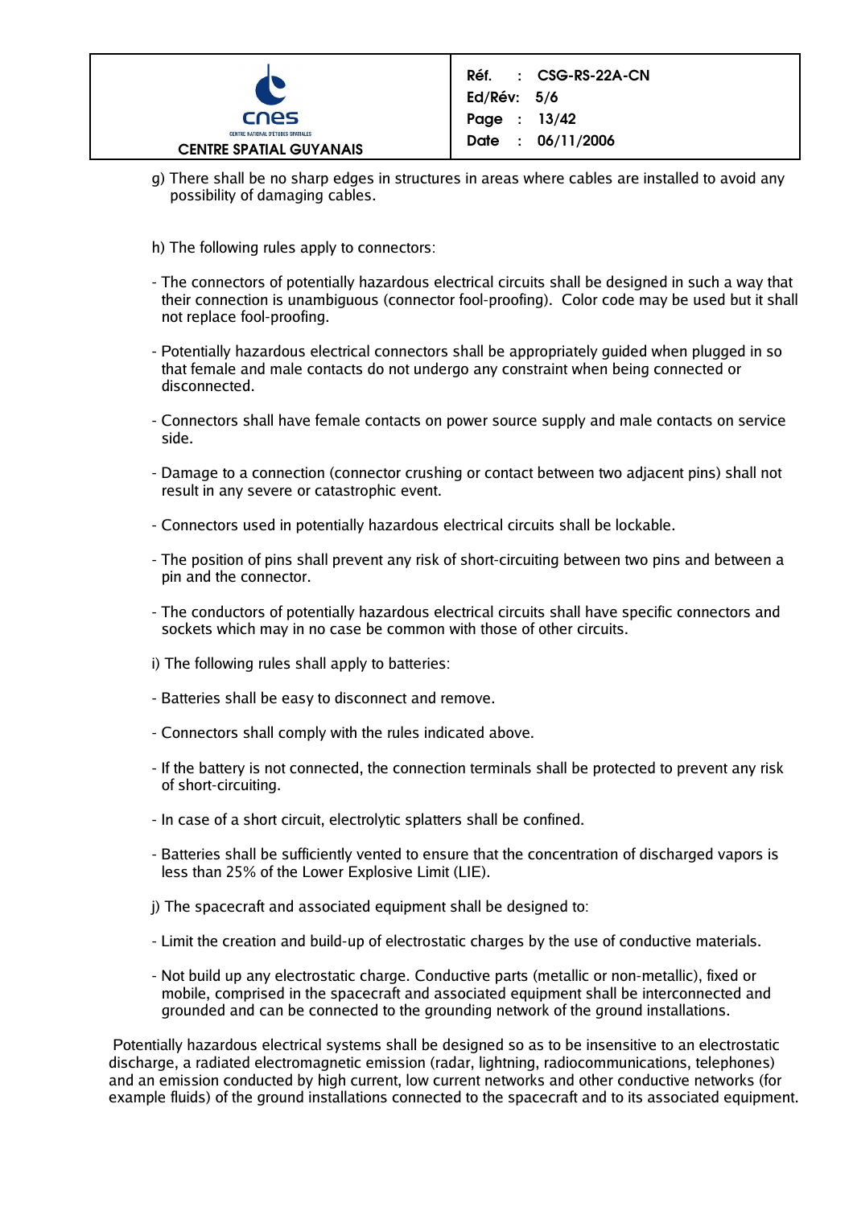g) There shall be no sharp edges in structures in areas where cables are installed to avoid any possibility of damaging cables.

h) The following rules apply to connectors:

- The connectors of potentially hazardous electrical circuits shall be designed in such a way that their connection is unambiguous (connector fool-proofing). Color code may be used but it shall not replace fool-proofing.

- Potentially hazardous electrical connectors shall be appropriately guided when plugged in so that female and male contacts do not undergo any constraint when being connected or disconnected.

- Connectors shall have female contacts on power source supply and male contacts on service side.

- Damage to a connection (connector crushing or contact between two adjacent pins) shall not result in any severe or catastrophic event.

- Connectors used in potentially hazardous electrical circuits shall be lockable.

- The position of pins shall prevent any risk of short-circuiting between two pins and between a pin and the connector.

- The conductors of potentially hazardous electrical circuits shall have specific connectors and sockets which may in no case be common with those of other circuits.

i) The following rules shall apply to batteries:

- Batteries shall be easy to disconnect and remove.

- Connectors shall comply with the rules indicated above.

- If the battery is not connected, the connection terminals shall be protected to prevent any risk of short-circuiting.

- In case of a short circuit, electrolytic splatters shall be confined.

- Batteries shall be sufficiently vented to ensure that the concentration of discharged vapors is less than 25% of the Lower Explosive Limit (LIE).

j) The spacecraft and associated equipment shall be designed to:

- Limit the creation and build-up of electrostatic charges by the use of conductive materials.

- Not build up any electrostatic charge. Conductive parts (metallic or non-metallic), fixed or mobile, comprised in the spacecraft and associated equipment shall be interconnected and grounded and can be connected to the grounding network of the ground installations.

Potentially hazardous electrical systems shall be designed so as to be insensitive to an electrostatic discharge, a radiated electromagnetic emission (radar, lightning, radiocommunications, telephones) and an emission conducted by high current, low current networks and other conductive networks (for example fluids) of the ground installations connected to the spacecraft and to its associated equipment.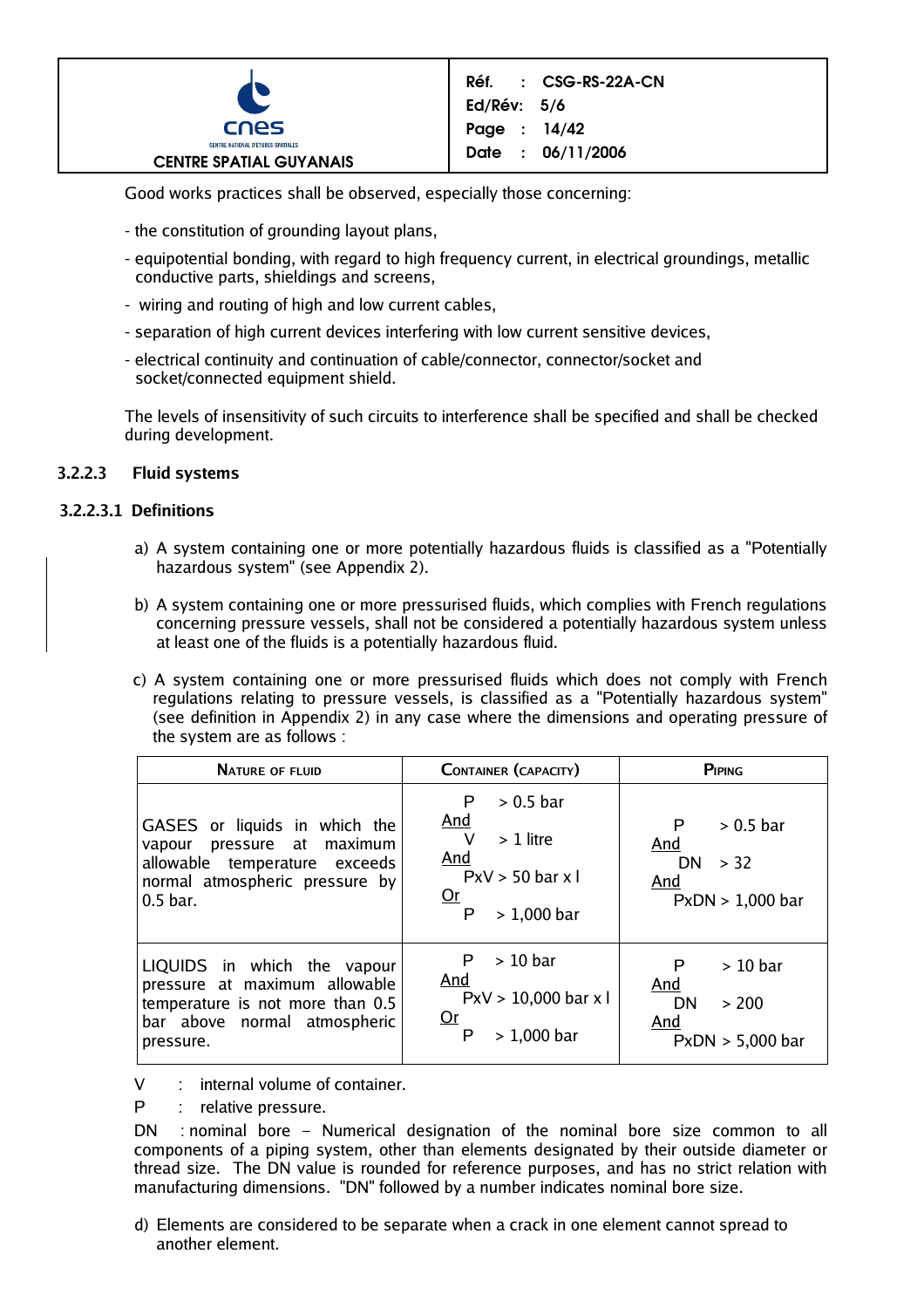Good works practices shall be observed, especially those concerning:

- the constitution of grounding layout plans,
- equipotential bonding, with regard to high frequency current, in electrical groundings, metallic conductive parts, shieldings and screens,
- wiring and routing of high and low current cables,
- separation of high current devices interfering with low current sensitive devices,
- electrical continuity and continuation of cable/connector, connector/socket and socket/connected equipment shield.

The levels of insensitivity of such circuits to interference shall be specified and shall be checked during development.

### 3.2.2.3 Fluid systems

#### 3.2.2.3.1 Definitions

a) A system containing one or more potentially hazardous fluids is classified as a "Potentially hazardous system" (see Appendix 2).

b) A system containing one or more pressurised fluids, which complies with French regulations concerning pressure vessels, shall not be considered a potentially hazardous system unless at least one of the fluids is a potentially hazardous fluid.

c) A system containing one or more pressurised fluids which does not comply with French regulations relating to pressure vessels, is classified as a "Potentially hazardous system" (see definition in Appendix 2) in any case where the dimensions and operating pressure of the system are as follows :

| Nature of fluid | Container (capacity) | Piping |
|---|---|---|
| GASES or liquids in which the vapour pressure at maximum allowable temperature exceeds normal atmospheric pressure by 0.5 bar. | P > 0.5 bar<br>And<br>V > 1 litre<br>And<br>PxV > 50 bar x l<br>Or<br>P > 1,000 bar | P > 0.5 bar<br>And<br>DN > 32<br>And<br>PxDN > 1,000 bar |
| LIQUIDS in which the vapour pressure at maximum allowable temperature is not more than 0.5 bar above normal atmospheric pressure. | P > 10 bar<br>And<br>PxV > 10,000 bar x l<br>Or<br>P > 1,000 bar | P > 10 bar<br>And<br>DN > 200<br>And<br>PxDN > 5,000 bar |

V : internal volume of container.

P : relative pressure.

DN : nominal bore – Numerical designation of the nominal bore size common to all components of a piping system, other than elements designated by their outside diameter or thread size. The DN value is rounded for reference purposes, and has no strict relation with manufacturing dimensions. "DN" followed by a number indicates nominal bore size.

d) Elements are considered to be separate when a crack in one element cannot spread to another element.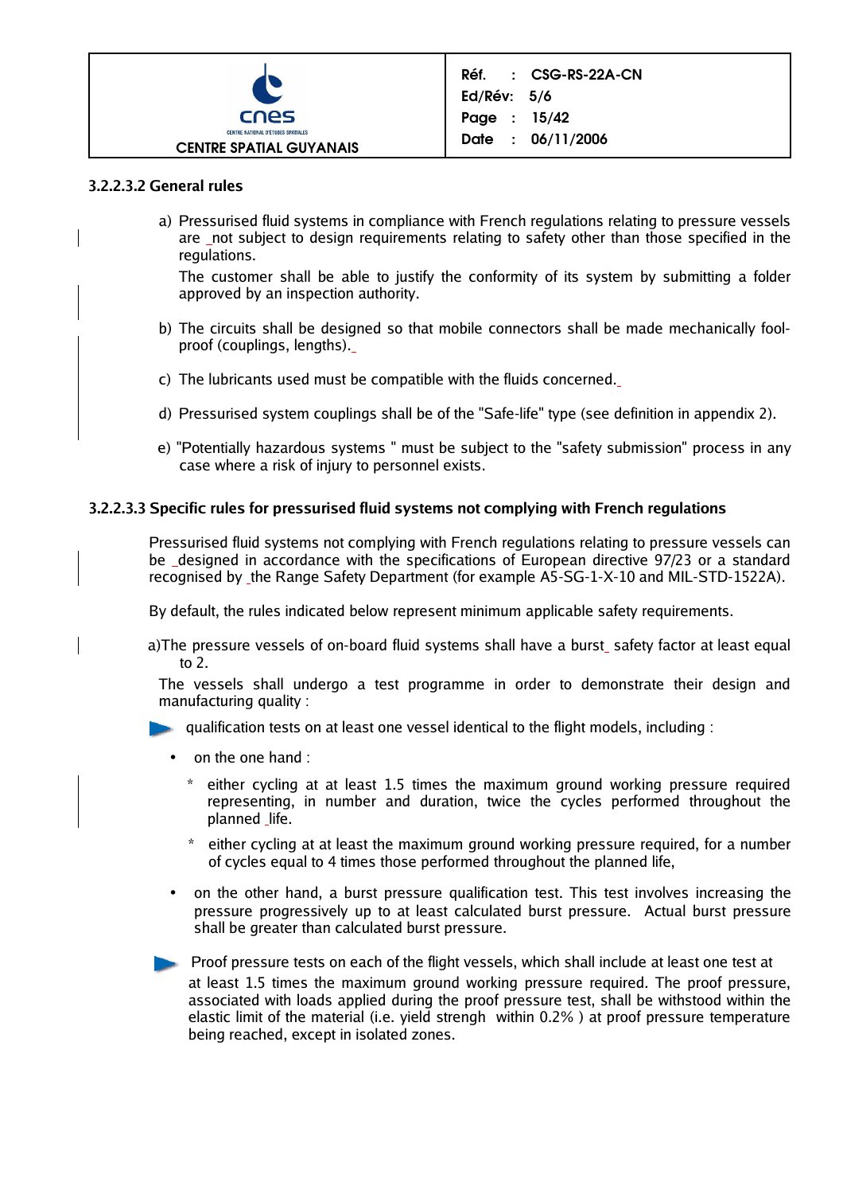#### 3.2.2.3.2 General rules

a) Pressurised fluid systems in compliance with French regulations relating to pressure vessels are not subject to design requirements relating to safety other than those specified in the regulations.

The customer shall be able to justify the conformity of its system by submitting a folder approved by an inspection authority.

b) The circuits shall be designed so that mobile connectors shall be made mechanically fool-proof (couplings, lengths).

c) The lubricants used must be compatible with the fluids concerned.

d) Pressurised system couplings shall be of the "Safe-life" type (see definition in appendix 2).

e) "Potentially hazardous systems " must be subject to the "safety submission" process in any case where a risk of injury to personnel exists.

#### 3.2.2.3.3 Specific rules for pressurised fluid systems not complying with French regulations

Pressurised fluid systems not complying with French regulations relating to pressure vessels can be designed in accordance with the specifications of European directive 97/23 or a standard recognised by the Range Safety Department (for example A5-SG-1-X-10 and MIL-STD-1522A).

By default, the rules indicated below represent minimum applicable safety requirements.

a)The pressure vessels of on-board fluid systems shall have a burst safety factor at least equal to 2.

The vessels shall undergo a test programme in order to demonstrate their design and manufacturing quality :

- qualification tests on at least one vessel identical to the flight models, including :
  - on the one hand :
    - * either cycling at at least 1.5 times the maximum ground working pressure required representing, in number and duration, twice the cycles performed throughout the planned life.
    - * either cycling at at least the maximum ground working pressure required, for a number of cycles equal to 4 times those performed throughout the planned life,
  - on the other hand, a burst pressure qualification test. This test involves increasing the pressure progressively up to at least calculated burst pressure. Actual burst pressure shall be greater than calculated burst pressure.
- Proof pressure tests on each of the flight vessels, which shall include at least one test at at least 1.5 times the maximum ground working pressure required. The proof pressure, associated with loads applied during the proof pressure test, shall be withstood within the elastic limit of the material (i.e. yield strengh within 0.2% ) at proof pressure temperature being reached, except in isolated zones.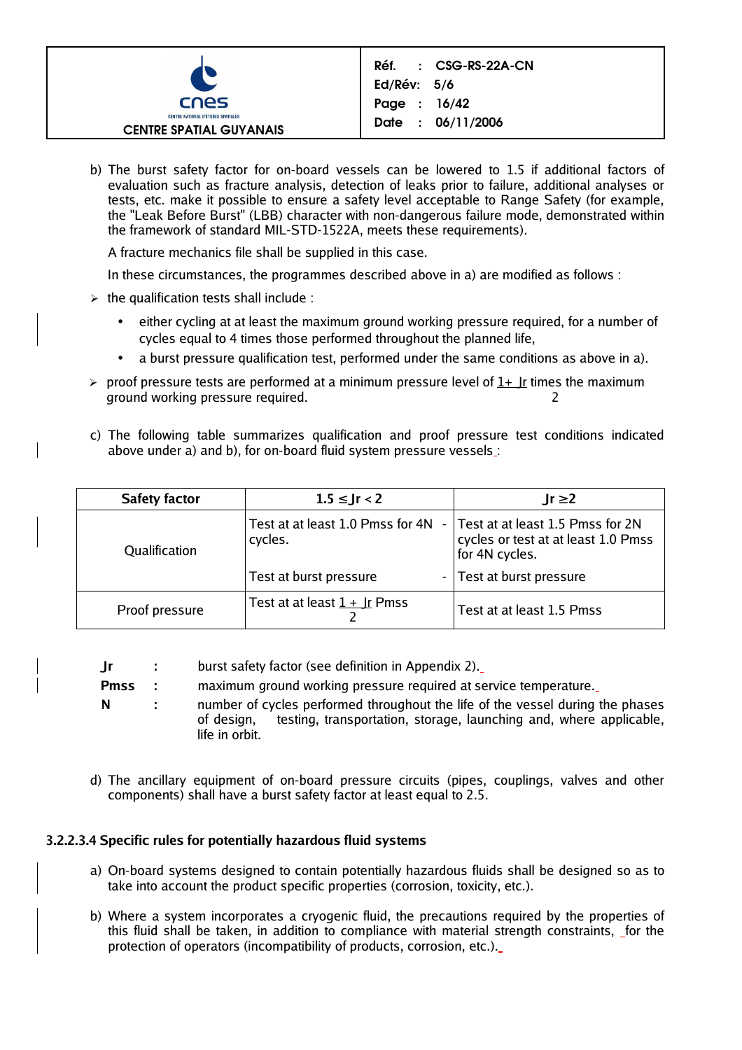b) The burst safety factor for on-board vessels can be lowered to 1.5 if additional factors of evaluation such as fracture analysis, detection of leaks prior to failure, additional analyses or tests, etc. make it possible to ensure a safety level acceptable to Range Safety (for example, the "Leak Before Burst" (LBB) character with non-dangerous failure mode, demonstrated within the framework of standard MIL-STD-1522A, meets these requirements).

   A fracture mechanics file shall be supplied in this case.

   In these circumstances, the programmes described above in a) are modified as follows :

- the qualification tests shall include :
  - either cycling at at least the maximum ground working pressure required, for a number of cycles equal to 4 times those performed throughout the planned life,
  - a burst pressure qualification test, performed under the same conditions as above in a).
- proof pressure tests are performed at a minimum pressure level of $\frac{1+ Jr}{2}$ times the maximum ground working pressure required.

c) The following table summarizes qualification and proof pressure test conditions indicated above under a) and b), for on-board fluid system pressure vessels :

| Safety factor | $1.5 \leq Jr < 2$ | $Jr \geq 2$ |
|---|---|---|
| Qualification | Test at at least 1.0 Pmss for 4N cycles. - | Test at at least 1.5 Pmss for 2N cycles or test at at least 1.0 Pmss for 4N cycles. |
| | Test at burst pressure - | Test at burst pressure |
| Proof pressure | Test at at least $\frac{1 + Jr}{2}$ Pmss | Test at at least 1.5 Pmss |

**Jr** : burst safety factor (see definition in Appendix 2).

**Pmss** : maximum ground working pressure required at service temperature.

**N** : number of cycles performed throughout the life of the vessel during the phases of design, testing, transportation, storage, launching and, where applicable, life in orbit.

d) The ancillary equipment of on-board pressure circuits (pipes, couplings, valves and other components) shall have a burst safety factor at least equal to 2.5.

#### 3.2.2.3.4 Specific rules for potentially hazardous fluid systems

a) On-board systems designed to contain potentially hazardous fluids shall be designed so as to take into account the product specific properties (corrosion, toxicity, etc.).

b) Where a system incorporates a cryogenic fluid, the precautions required by the properties of this fluid shall be taken, in addition to compliance with material strength constraints, for the protection of operators (incompatibility of products, corrosion, etc.).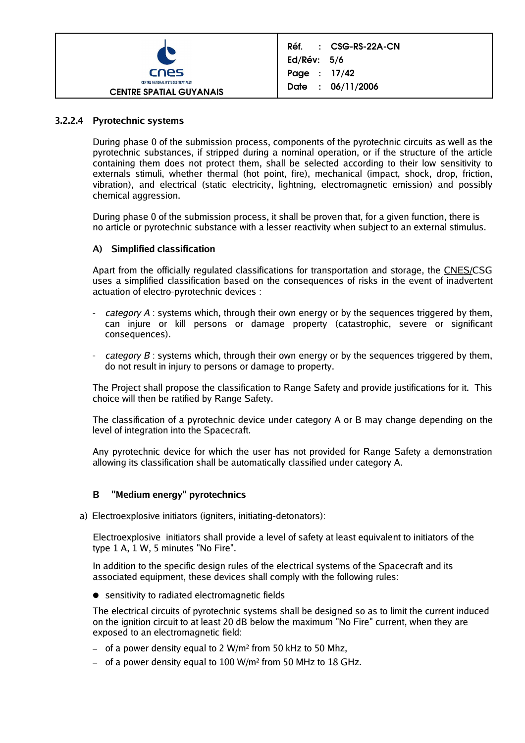### 3.2.2.4 Pyrotechnic systems

During phase 0 of the submission process, components of the pyrotechnic circuits as well as the pyrotechnic substances, if stripped during a nominal operation, or if the structure of the article containing them does not protect them, shall be selected according to their low sensitivity to externals stimuli, whether thermal (hot point, fire), mechanical (impact, shock, drop, friction, vibration), and electrical (static electricity, lightning, electromagnetic emission) and possibly chemical aggression.

During phase 0 of the submission process, it shall be proven that, for a given function, there is no article or pyrotechnic substance with a lesser reactivity when subject to an external stimulus.

#### A) Simplified classification

Apart from the officially regulated classifications for transportation and storage, the CNES/CSG uses a simplified classification based on the consequences of risks in the event of inadvertent actuation of electro-pyrotechnic devices :

- *category A* : systems which, through their own energy or by the sequences triggered by them, can injure or kill persons or damage property (catastrophic, severe or significant consequences).
- *category B* : systems which, through their own energy or by the sequences triggered by them, do not result in injury to persons or damage to property.

The Project shall propose the classification to Range Safety and provide justifications for it. This choice will then be ratified by Range Safety.

The classification of a pyrotechnic device under category A or B may change depending on the level of integration into the Spacecraft.

Any pyrotechnic device for which the user has not provided for Range Safety a demonstration allowing its classification shall be automatically classified under category A.

#### B "Medium energy" pyrotechnics

a) Electroexplosive initiators (igniters, initiating-detonators):

Electroexplosive initiators shall provide a level of safety at least equivalent to initiators of the type 1 A, 1 W, 5 minutes "No Fire".

In addition to the specific design rules of the electrical systems of the Spacecraft and its associated equipment, these devices shall comply with the following rules:

- sensitivity to radiated electromagnetic fields

The electrical circuits of pyrotechnic systems shall be designed so as to limit the current induced on the ignition circuit to at least 20 dB below the maximum "No Fire" current, when they are exposed to an electromagnetic field:

- of a power density equal to 2 W/m² from 50 kHz to 50 Mhz,
- of a power density equal to 100 W/m² from 50 MHz to 18 GHz.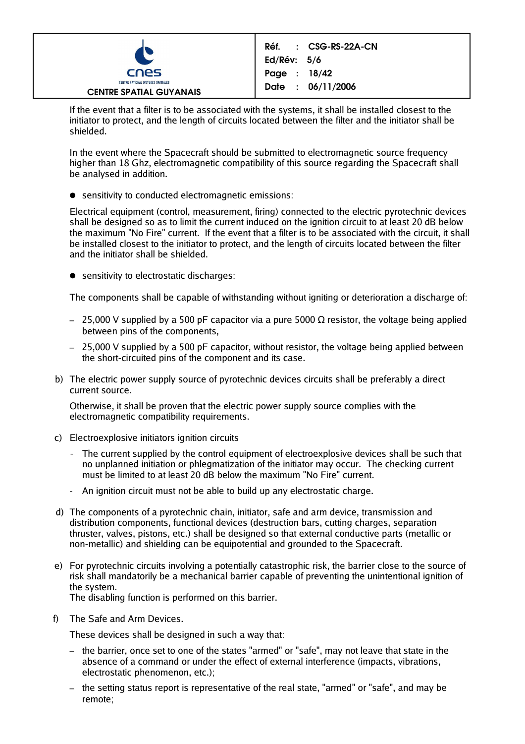If the event that a filter is to be associated with the systems, it shall be installed closest to the initiator to protect, and the length of circuits located between the filter and the initiator shall be shielded.

In the event where the Spacecraft should be submitted to electromagnetic source frequency higher than 18 Ghz, electromagnetic compatibility of this source regarding the Spacecraft shall be analysed in addition.

- sensitivity to conducted electromagnetic emissions:

Electrical equipment (control, measurement, firing) connected to the electric pyrotechnic devices shall be designed so as to limit the current induced on the ignition circuit to at least 20 dB below the maximum "No Fire" current. If the event that a filter is to be associated with the circuit, it shall be installed closest to the initiator to protect, and the length of circuits located between the filter and the initiator shall be shielded.

- sensitivity to electrostatic discharges:

The components shall be capable of withstanding without igniting or deterioration a discharge of:

- 25,000 V supplied by a 500 pF capacitor via a pure 5000 Ω resistor, the voltage being applied between pins of the components,
- 25,000 V supplied by a 500 pF capacitor, without resistor, the voltage being applied between the short-circuited pins of the component and its case.

b) The electric power supply source of pyrotechnic devices circuits shall be preferably a direct current source.

Otherwise, it shall be proven that the electric power supply source complies with the electromagnetic compatibility requirements.

c) Electroexplosive initiators ignition circuits

- The current supplied by the control equipment of electroexplosive devices shall be such that no unplanned initiation or phlegmatization of the initiator may occur. The checking current must be limited to at least 20 dB below the maximum "No Fire" current.
- An ignition circuit must not be able to build up any electrostatic charge.

d) The components of a pyrotechnic chain, initiator, safe and arm device, transmission and distribution components, functional devices (destruction bars, cutting charges, separation thruster, valves, pistons, etc.) shall be designed so that external conductive parts (metallic or non-metallic) and shielding can be equipotential and grounded to the Spacecraft.

e) For pyrotechnic circuits involving a potentially catastrophic risk, the barrier close to the source of risk shall mandatorily be a mechanical barrier capable of preventing the unintentional ignition of the system.
The disabling function is performed on this barrier.

f) The Safe and Arm Devices.

These devices shall be designed in such a way that:

- the barrier, once set to one of the states "armed" or "safe", may not leave that state in the absence of a command or under the effect of external interference (impacts, vibrations, electrostatic phenomenon, etc.);
- the setting status report is representative of the real state, "armed" or "safe", and may be remote;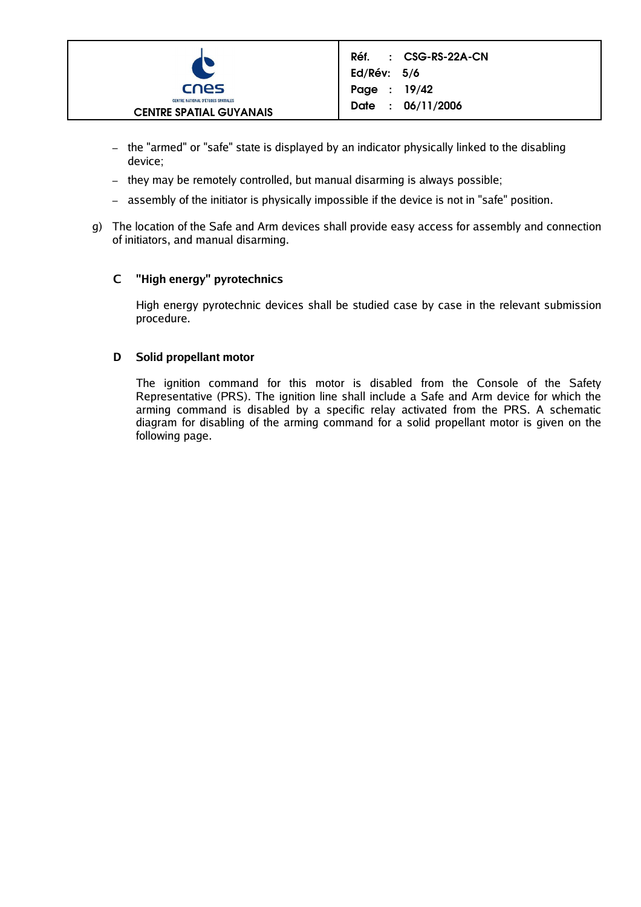- the "armed" or "safe" state is displayed by an indicator physically linked to the disabling device;
- they may be remotely controlled, but manual disarming is always possible;
- assembly of the initiator is physically impossible if the device is not in "safe" position.

g) The location of the Safe and Arm devices shall provide easy access for assembly and connection of initiators, and manual disarming.

### C "High energy" pyrotechnics

High energy pyrotechnic devices shall be studied case by case in the relevant submission procedure.

### D Solid propellant motor

The ignition command for this motor is disabled from the Console of the Safety Representative (PRS). The ignition line shall include a Safe and Arm device for which the arming command is disabled by a specific relay activated from the PRS. A schematic diagram for disabling of the arming command for a solid propellant motor is given on the following page.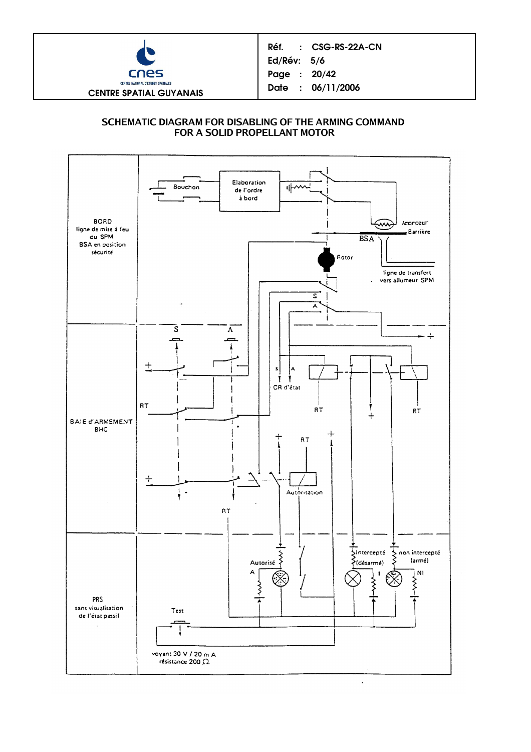## SCHEMATIC DIAGRAM FOR DISABLING OF THE ARMING COMMAND FOR A SOLID PROPELLANT MOTOR

BORD
ligne de mise à feu
du SPM
BSA en position
sécurité

Bouchon
Elaboration
de l'ordre
à bord
Amorceur
Barrière
BSA
Rotor
ligne de transfert
vers allumeur SPM
S
A

BAIE d'ARMEMENT
BHC

S
A
RT
S
A
CR d'état
RT
RT
RT
Autorisation
RT

PRS
sans visualisation
de l'état passif

Autorisé
A
Intercepté
(désarmé)
I
non intercepté
(armé)
NI
Test
voyant 30 V / 20 m A
résistance 200 Ω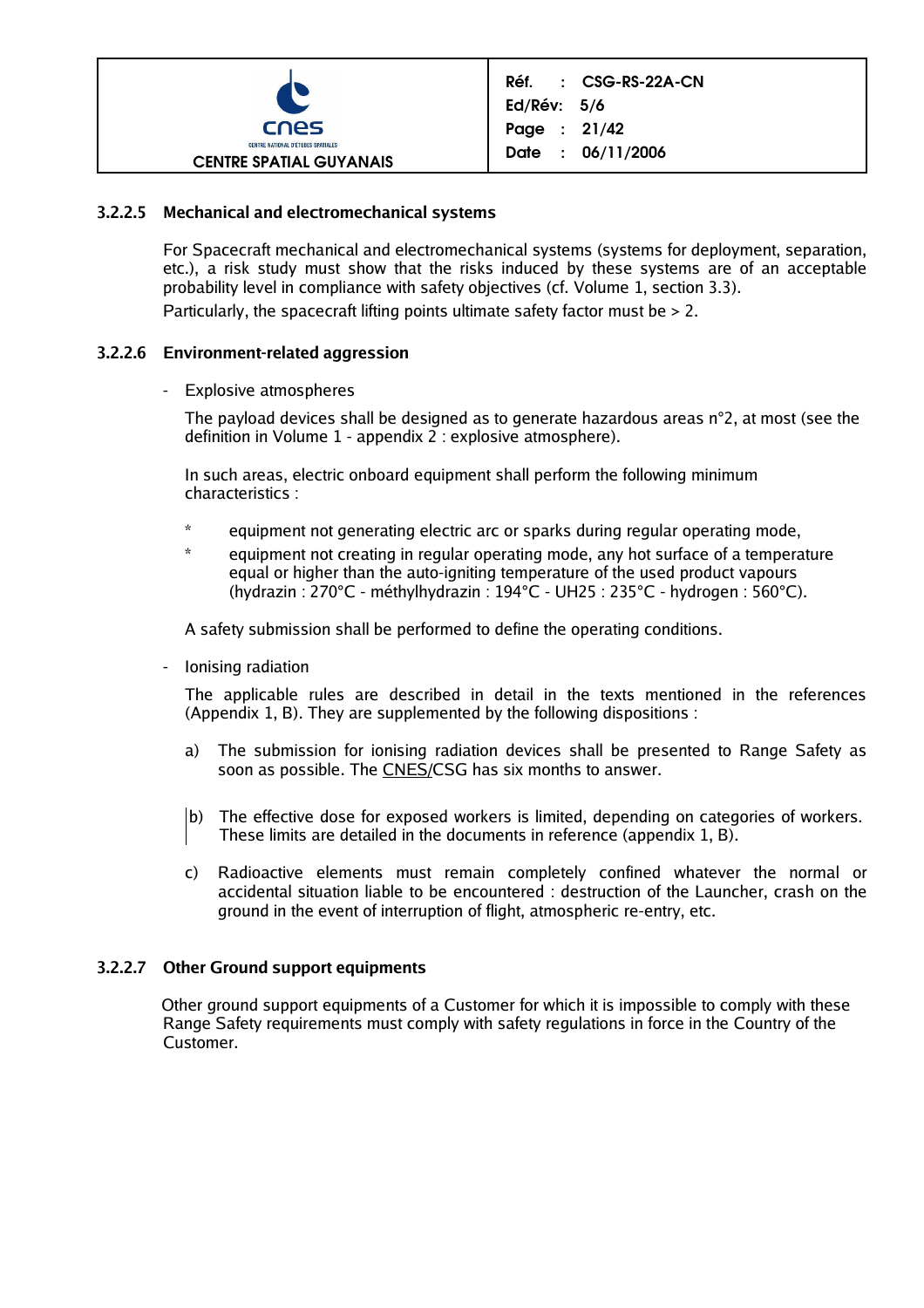#### 3.2.2.5 Mechanical and electromechanical systems

For Spacecraft mechanical and electromechanical systems (systems for deployment, separation, etc.), a risk study must show that the risks induced by these systems are of an acceptable probability level in compliance with safety objectives (cf. Volume 1, section 3.3).

Particularly, the spacecraft lifting points ultimate safety factor must be > 2.

#### 3.2.2.6 Environment-related aggression

- Explosive atmospheres

  The payload devices shall be designed as to generate hazardous areas n°2, at most (see the definition in Volume 1 - appendix 2 : explosive atmosphere).

  In such areas, electric onboard equipment shall perform the following minimum characteristics :

  * equipment not generating electric arc or sparks during regular operating mode,
  * equipment not creating in regular operating mode, any hot surface of a temperature equal or higher than the auto-igniting temperature of the used product vapours (hydrazin : 270°C - méthylhydrazin : 194°C - UH25 : 235°C - hydrogen : 560°C).

  A safety submission shall be performed to define the operating conditions.

- Ionising radiation

  The applicable rules are described in detail in the texts mentioned in the references (Appendix 1, B). They are supplemented by the following dispositions :

  a) The submission for ionising radiation devices shall be presented to Range Safety as soon as possible. The CNES/CSG has six months to answer.

  b) The effective dose for exposed workers is limited, depending on categories of workers. These limits are detailed in the documents in reference (appendix 1, B).

  c) Radioactive elements must remain completely confined whatever the normal or accidental situation liable to be encountered : destruction of the Launcher, crash on the ground in the event of interruption of flight, atmospheric re-entry, etc.

#### 3.2.2.7 Other Ground support equipments

Other ground support equipments of a Customer for which it is impossible to comply with these Range Safety requirements must comply with safety regulations in force in the Country of the Customer.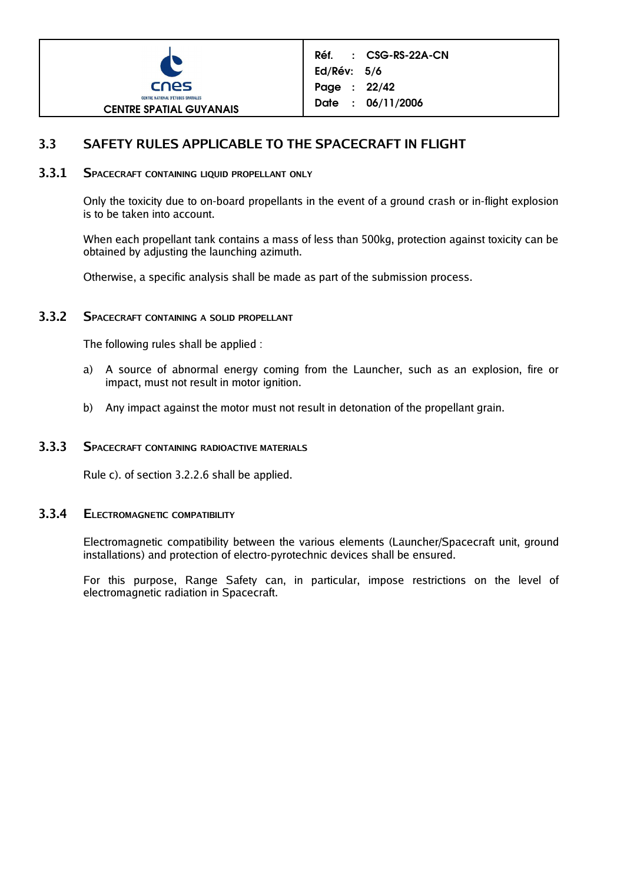## 3.3 SAFETY RULES APPLICABLE TO THE SPACECRAFT IN FLIGHT

### 3.3.1 SPACECRAFT CONTAINING LIQUID PROPELLANT ONLY

Only the toxicity due to on-board propellants in the event of a ground crash or in-flight explosion is to be taken into account.

When each propellant tank contains a mass of less than 500kg, protection against toxicity can be obtained by adjusting the launching azimuth.

Otherwise, a specific analysis shall be made as part of the submission process.

### 3.3.2 SPACECRAFT CONTAINING A SOLID PROPELLANT

The following rules shall be applied :

a) A source of abnormal energy coming from the Launcher, such as an explosion, fire or impact, must not result in motor ignition.

b) Any impact against the motor must not result in detonation of the propellant grain.

### 3.3.3 SPACECRAFT CONTAINING RADIOACTIVE MATERIALS

Rule c). of section 3.2.2.6 shall be applied.

### 3.3.4 ELECTROMAGNETIC COMPATIBILITY

Electromagnetic compatibility between the various elements (Launcher/Spacecraft unit, ground installations) and protection of electro-pyrotechnic devices shall be ensured.

For this purpose, Range Safety can, in particular, impose restrictions on the level of electromagnetic radiation in Spacecraft.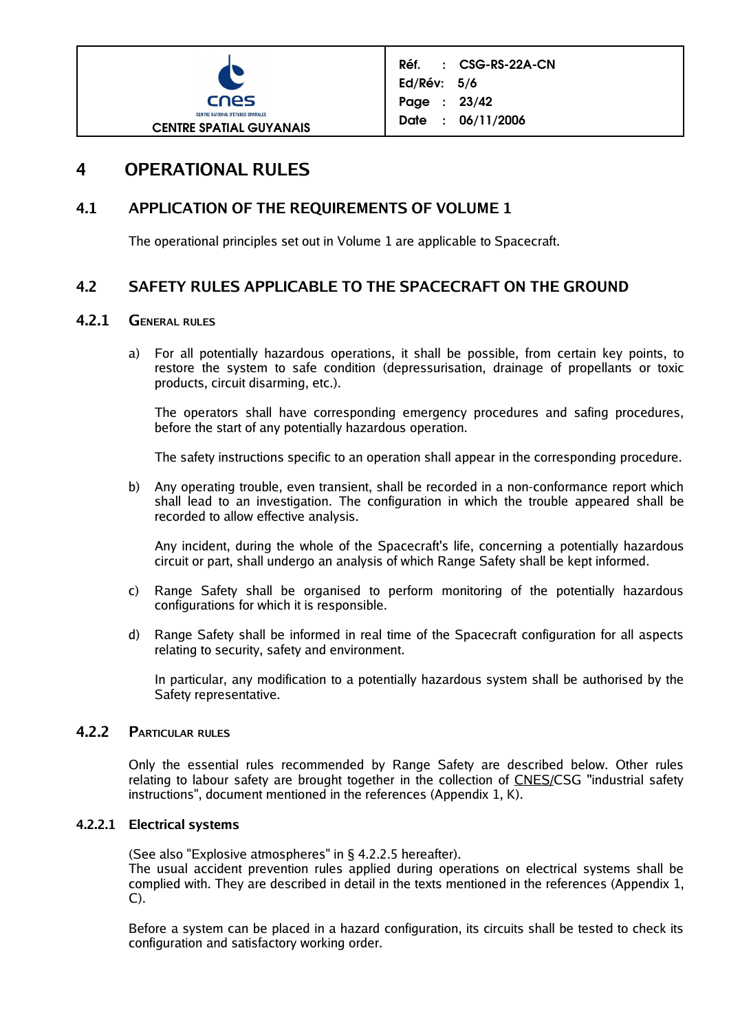# 4 OPERATIONAL RULES

## 4.1 APPLICATION OF THE REQUIREMENTS OF VOLUME 1

The operational principles set out in Volume 1 are applicable to Spacecraft.

## 4.2 SAFETY RULES APPLICABLE TO THE SPACECRAFT ON THE GROUND

### 4.2.1 General rules

a) For all potentially hazardous operations, it shall be possible, from certain key points, to restore the system to safe condition (depressurisation, drainage of propellants or toxic products, circuit disarming, etc.).

   The operators shall have corresponding emergency procedures and safing procedures, before the start of any potentially hazardous operation.

   The safety instructions specific to an operation shall appear in the corresponding procedure.

b) Any operating trouble, even transient, shall be recorded in a non-conformance report which shall lead to an investigation. The configuration in which the trouble appeared shall be recorded to allow effective analysis.

   Any incident, during the whole of the Spacecraft's life, concerning a potentially hazardous circuit or part, shall undergo an analysis of which Range Safety shall be kept informed.

c) Range Safety shall be organised to perform monitoring of the potentially hazardous configurations for which it is responsible.

d) Range Safety shall be informed in real time of the Spacecraft configuration for all aspects relating to security, safety and environment.

   In particular, any modification to a potentially hazardous system shall be authorised by the Safety representative.

### 4.2.2 Particular rules

Only the essential rules recommended by Range Safety are described below. Other rules relating to labour safety are brought together in the collection of CNES/CSG "industrial safety instructions", document mentioned in the references (Appendix 1, K).

#### 4.2.2.1 Electrical systems

(See also "Explosive atmospheres" in § 4.2.2.5 hereafter).
The usual accident prevention rules applied during operations on electrical systems shall be complied with. They are described in detail in the texts mentioned in the references (Appendix 1, C).

Before a system can be placed in a hazard configuration, its circuits shall be tested to check its configuration and satisfactory working order.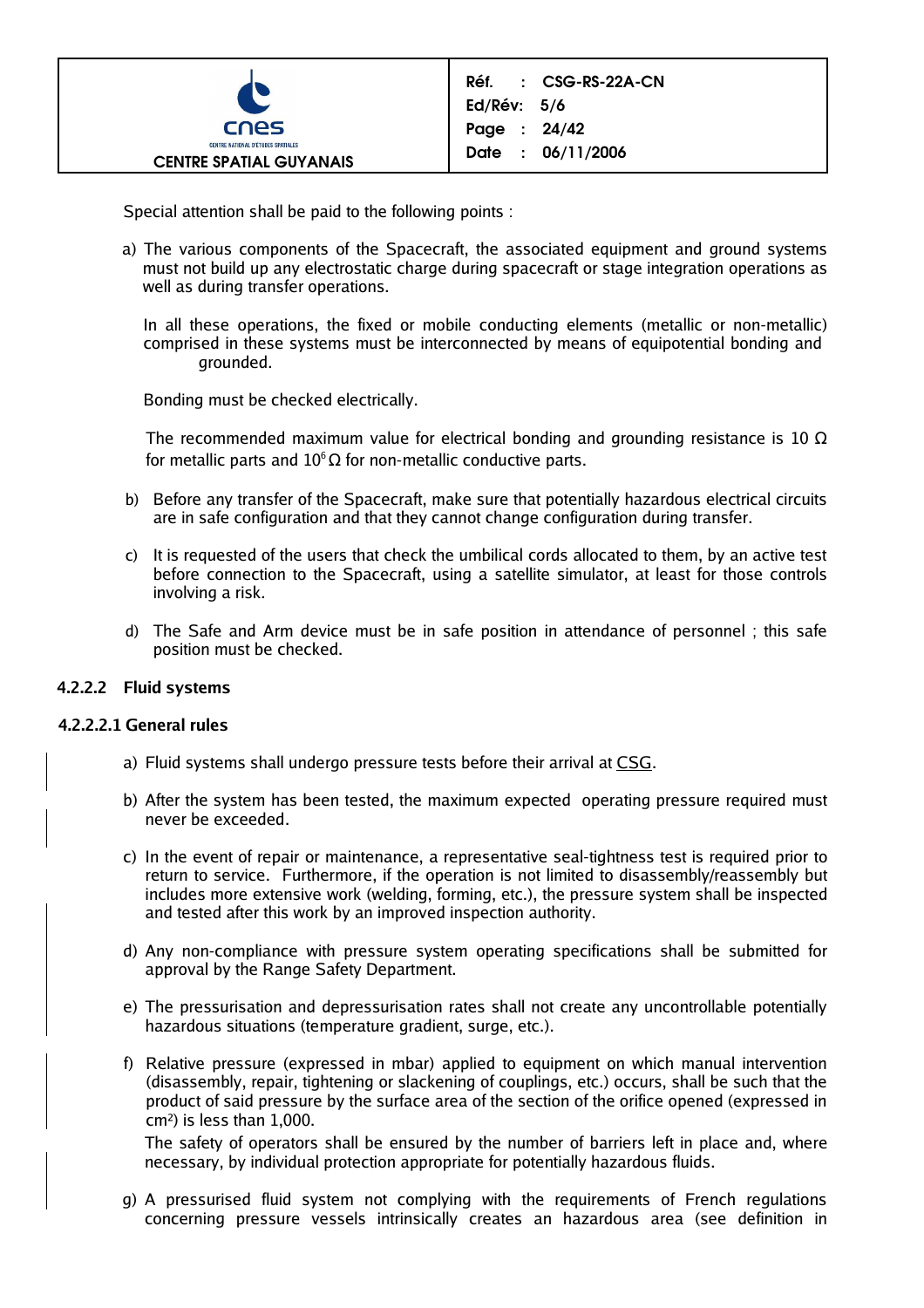Special attention shall be paid to the following points :

a) The various components of the Spacecraft, the associated equipment and ground systems must not build up any electrostatic charge during spacecraft or stage integration operations as well as during transfer operations.

   In all these operations, the fixed or mobile conducting elements (metallic or non-metallic) comprised in these systems must be interconnected by means of equipotential bonding and grounded.

   Bonding must be checked electrically.

   The recommended maximum value for electrical bonding and grounding resistance is 10 Ω for metallic parts and $10^6$ Ω for non-metallic conductive parts.

b) Before any transfer of the Spacecraft, make sure that potentially hazardous electrical circuits are in safe configuration and that they cannot change configuration during transfer.

c) It is requested of the users that check the umbilical cords allocated to them, by an active test before connection to the Spacecraft, using a satellite simulator, at least for those controls involving a risk.

d) The Safe and Arm device must be in safe position in attendance of personnel ; this safe position must be checked.

#### 4.2.2.2 Fluid systems

##### 4.2.2.2.1 General rules

a) Fluid systems shall undergo pressure tests before their arrival at CSG.

b) After the system has been tested, the maximum expected operating pressure required must never be exceeded.

c) In the event of repair or maintenance, a representative seal-tightness test is required prior to return to service. Furthermore, if the operation is not limited to disassembly/reassembly but includes more extensive work (welding, forming, etc.), the pressure system shall be inspected and tested after this work by an improved inspection authority.

d) Any non-compliance with pressure system operating specifications shall be submitted for approval by the Range Safety Department.

e) The pressurisation and depressurisation rates shall not create any uncontrollable potentially hazardous situations (temperature gradient, surge, etc.).

f) Relative pressure (expressed in mbar) applied to equipment on which manual intervention (disassembly, repair, tightening or slackening of couplings, etc.) occurs, shall be such that the product of said pressure by the surface area of the section of the orifice opened (expressed in $cm^2$) is less than 1,000.

   The safety of operators shall be ensured by the number of barriers left in place and, where necessary, by individual protection appropriate for potentially hazardous fluids.

g) A pressurised fluid system not complying with the requirements of French regulations concerning pressure vessels intrinsically creates an hazardous area (see definition in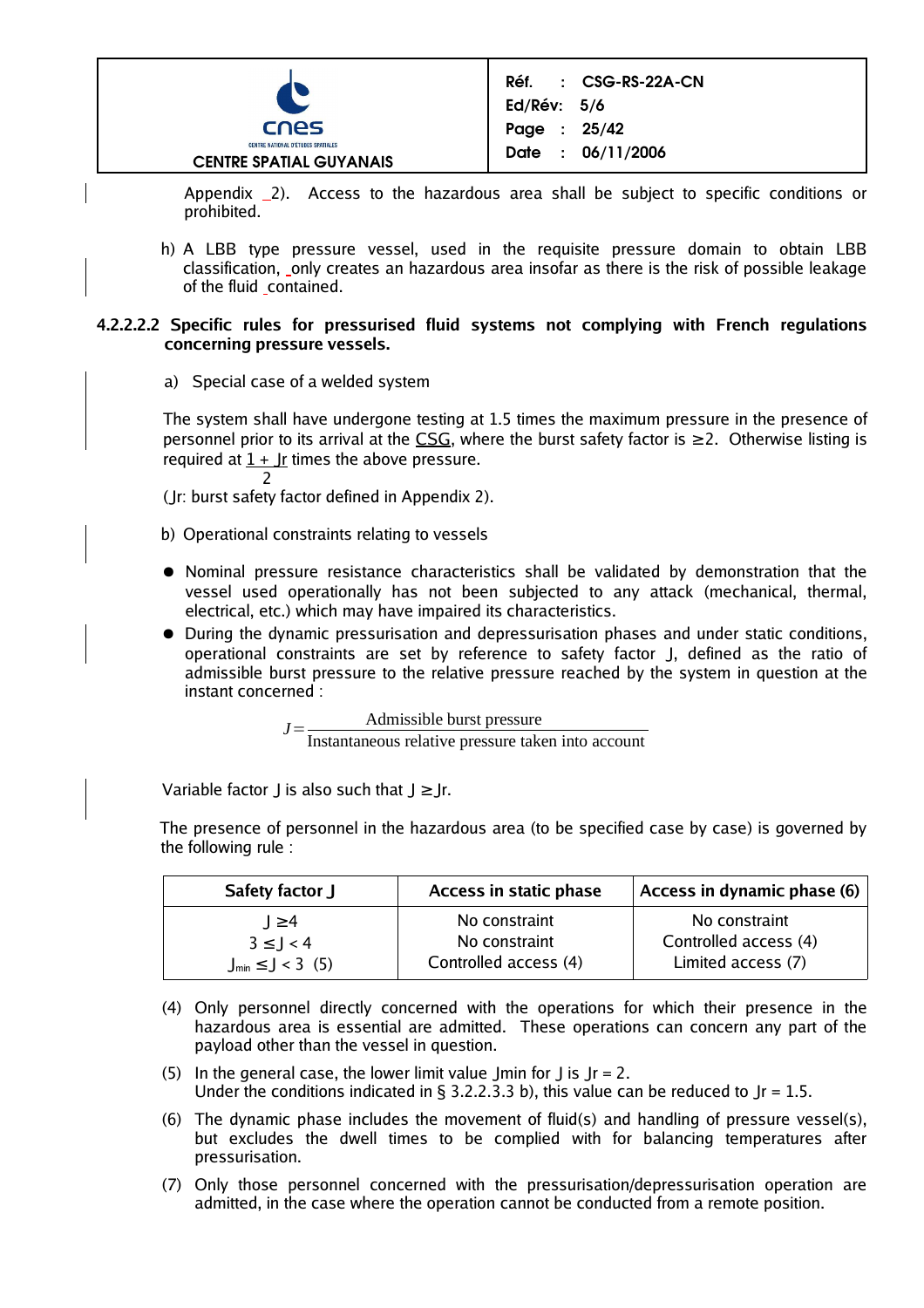Appendix _2). Access to the hazardous area shall be subject to specific conditions or prohibited.

h) A LBB type pressure vessel, used in the requisite pressure domain to obtain LBB classification, _only creates an hazardous area insofar as there is the risk of possible leakage of the fluid _contained.

#### 4.2.2.2.2 Specific rules for pressurised fluid systems not complying with French regulations concerning pressure vessels.

a) Special case of a welded system

The system shall have undergone testing at 1.5 times the maximum pressure in the presence of personnel prior to its arrival at the CSG, where the burst safety factor is ≥2. Otherwise listing is required at $\frac{1 + Jr}{2}$ times the above pressure.

(Jr: burst safety factor defined in Appendix 2).

b) Operational constraints relating to vessels

- Nominal pressure resistance characteristics shall be validated by demonstration that the vessel used operationally has not been subjected to any attack (mechanical, thermal, electrical, etc.) which may have impaired its characteristics.
- During the dynamic pressurisation and depressurisation phases and under static conditions, operational constraints are set by reference to safety factor J, defined as the ratio of admissible burst pressure to the relative pressure reached by the system in question at the instant concerned :

$$J = \frac{\text{Admissible burst pressure}}{\text{Instantaneous relative pressure taken into account}}$$

Variable factor J is also such that J ≥ Jr.

The presence of personnel in the hazardous area (to be specified case by case) is governed by the following rule :

| Safety factor J | Access in static phase | Access in dynamic phase (6) |
|---|---|---|
| J ≥4 | No constraint | No constraint |
| 3 ≤ J < 4 | No constraint | Controlled access (4) |
| $J_{min}$ ≤ J < 3 (5) | Controlled access (4) | Limited access (7) |

(4) Only personnel directly concerned with the operations for which their presence in the hazardous area is essential are admitted. These operations can concern any part of the payload other than the vessel in question.

(5) In the general case, the lower limit value Jmin for J is Jr = 2.
Under the conditions indicated in § 3.2.2.3.3 b), this value can be reduced to Jr = 1.5.

(6) The dynamic phase includes the movement of fluid(s) and handling of pressure vessel(s), but excludes the dwell times to be complied with for balancing temperatures after pressurisation.

(7) Only those personnel concerned with the pressurisation/depressurisation operation are admitted, in the case where the operation cannot be conducted from a remote position.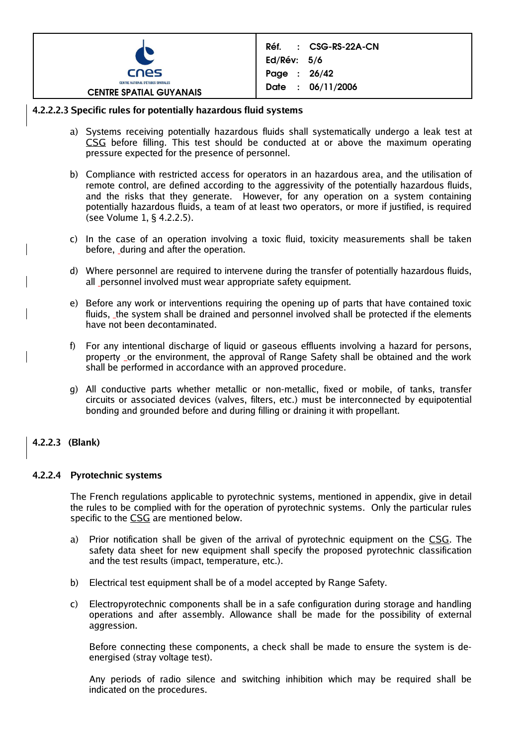#### 4.2.2.2.3 Specific rules for potentially hazardous fluid systems

a) Systems receiving potentially hazardous fluids shall systematically undergo a leak test at CSG before filling. This test should be conducted at or above the maximum operating pressure expected for the presence of personnel.

b) Compliance with restricted access for operators in an hazardous area, and the utilisation of remote control, are defined according to the aggressivity of the potentially hazardous fluids, and the risks that they generate. However, for any operation on a system containing potentially hazardous fluids, a team of at least two operators, or more if justified, is required (see Volume 1, § 4.2.2.5).

c) In the case of an operation involving a toxic fluid, toxicity measurements shall be taken before, during and after the operation.

d) Where personnel are required to intervene during the transfer of potentially hazardous fluids, all personnel involved must wear appropriate safety equipment.

e) Before any work or interventions requiring the opening up of parts that have contained toxic fluids, the system shall be drained and personnel involved shall be protected if the elements have not been decontaminated.

f) For any intentional discharge of liquid or gaseous effluents involving a hazard for persons, property or the environment, the approval of Range Safety shall be obtained and the work shall be performed in accordance with an approved procedure.

g) All conductive parts whether metallic or non-metallic, fixed or mobile, of tanks, transfer circuits or associated devices (valves, filters, etc.) must be interconnected by equipotential bonding and grounded before and during filling or draining it with propellant.

### 4.2.2.3 (Blank)

### 4.2.2.4 Pyrotechnic systems

The French regulations applicable to pyrotechnic systems, mentioned in appendix, give in detail the rules to be complied with for the operation of pyrotechnic systems. Only the particular rules specific to the CSG are mentioned below.

a) Prior notification shall be given of the arrival of pyrotechnic equipment on the CSG. The safety data sheet for new equipment shall specify the proposed pyrotechnic classification and the test results (impact, temperature, etc.).

b) Electrical test equipment shall be of a model accepted by Range Safety.

c) Electropyrotechnic components shall be in a safe configuration during storage and handling operations and after assembly. Allowance shall be made for the possibility of external aggression.

   Before connecting these components, a check shall be made to ensure the system is de-energised (stray voltage test).

   Any periods of radio silence and switching inhibition which may be required shall be indicated on the procedures.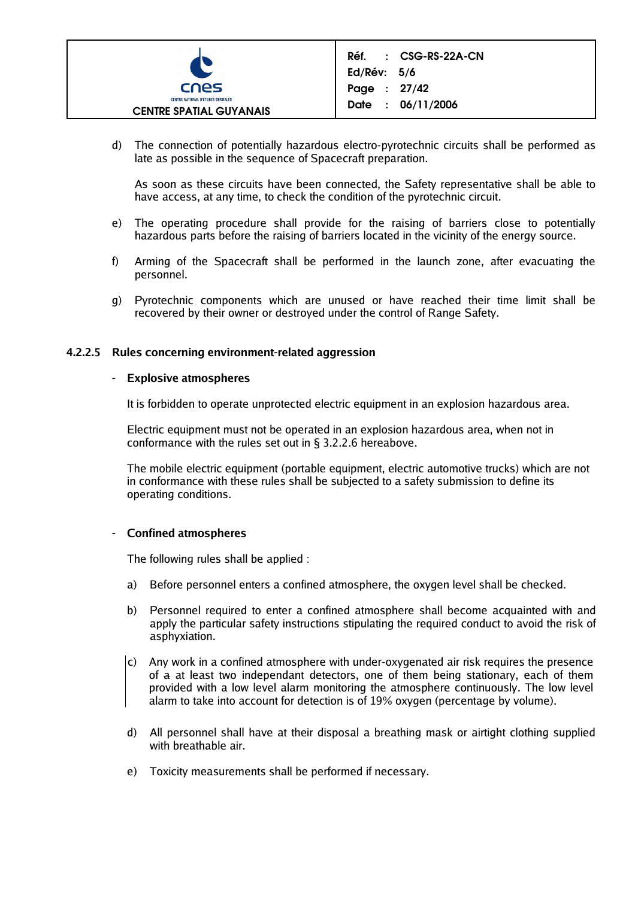d) The connection of potentially hazardous electro-pyrotechnic circuits shall be performed as late as possible in the sequence of Spacecraft preparation.

   As soon as these circuits have been connected, the Safety representative shall be able to have access, at any time, to check the condition of the pyrotechnic circuit.

e) The operating procedure shall provide for the raising of barriers close to potentially hazardous parts before the raising of barriers located in the vicinity of the energy source.

f) Arming of the Spacecraft shall be performed in the launch zone, after evacuating the personnel.

g) Pyrotechnic components which are unused or have reached their time limit shall be recovered by their owner or destroyed under the control of Range Safety.

#### 4.2.2.5 Rules concerning environment-related aggression

- **Explosive atmospheres**

  It is forbidden to operate unprotected electric equipment in an explosion hazardous area.

  Electric equipment must not be operated in an explosion hazardous area, when not in conformance with the rules set out in § 3.2.2.6 hereabove.

  The mobile electric equipment (portable equipment, electric automotive trucks) which are not in conformance with these rules shall be subjected to a safety submission to define its operating conditions.

- **Confined atmospheres**

  The following rules shall be applied :

  a) Before personnel enters a confined atmosphere, the oxygen level shall be checked.

  b) Personnel required to enter a confined atmosphere shall become acquainted with and apply the particular safety instructions stipulating the required conduct to avoid the risk of asphyxiation.

  c) Any work in a confined atmosphere with under-oxygenated air risk requires the presence of ~~a~~ at least two independant detectors, one of them being stationary, each of them provided with a low level alarm monitoring the atmosphere continuously. The low level alarm to take into account for detection is of 19% oxygen (percentage by volume).

  d) All personnel shall have at their disposal a breathing mask or airtight clothing supplied with breathable air.

  e) Toxicity measurements shall be performed if necessary.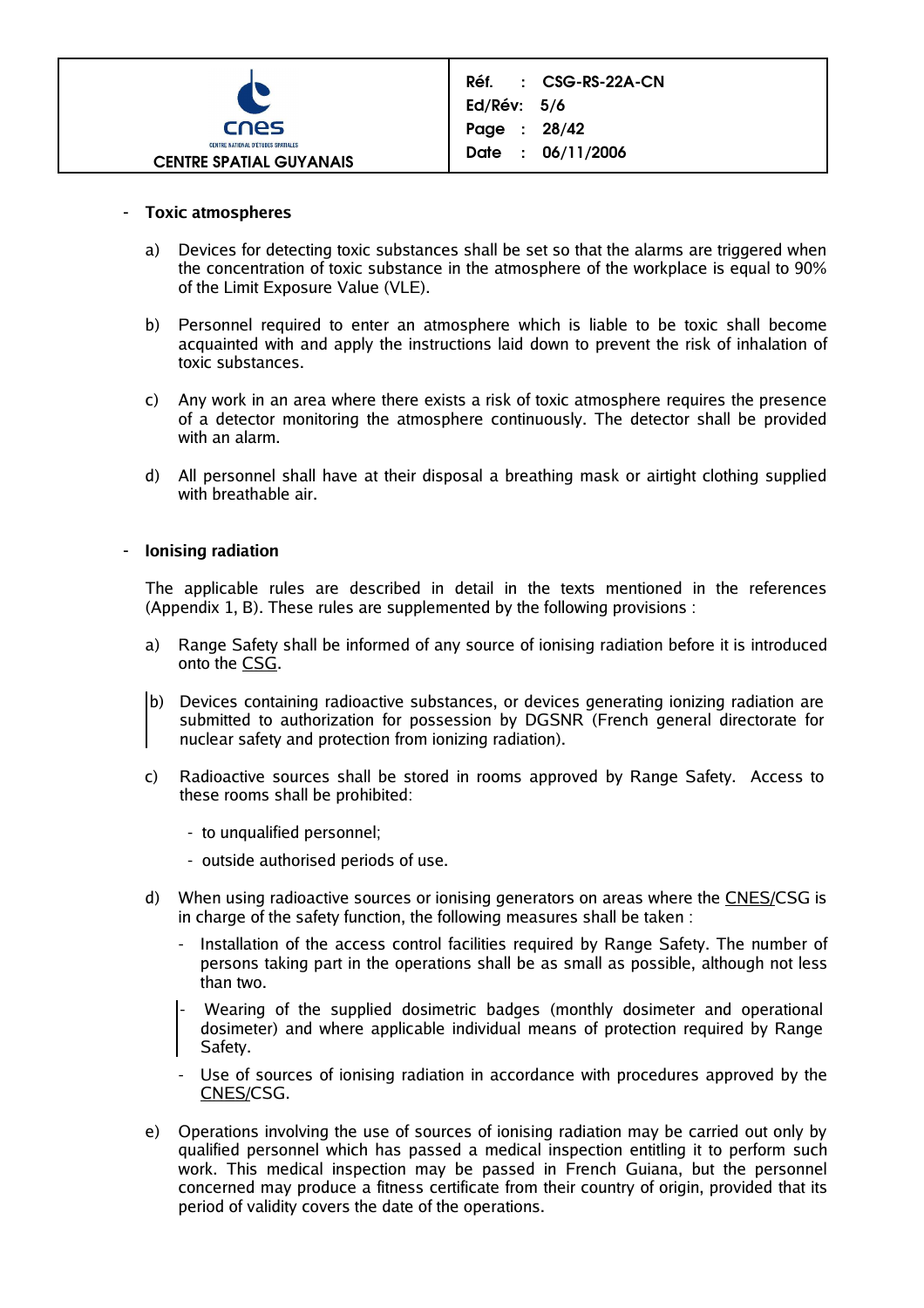- **Toxic atmospheres**

  a) Devices for detecting toxic substances shall be set so that the alarms are triggered when the concentration of toxic substance in the atmosphere of the workplace is equal to 90% of the Limit Exposure Value (VLE).

  b) Personnel required to enter an atmosphere which is liable to be toxic shall become acquainted with and apply the instructions laid down to prevent the risk of inhalation of toxic substances.

  c) Any work in an area where there exists a risk of toxic atmosphere requires the presence of a detector monitoring the atmosphere continuously. The detector shall be provided with an alarm.

  d) All personnel shall have at their disposal a breathing mask or airtight clothing supplied with breathable air.

- **Ionising radiation**

  The applicable rules are described in detail in the texts mentioned in the references (Appendix 1, B). These rules are supplemented by the following provisions :

  a) Range Safety shall be informed of any source of ionising radiation before it is introduced onto the CSG.

  b) Devices containing radioactive substances, or devices generating ionizing radiation are submitted to authorization for possession by DGSNR (French general directorate for nuclear safety and protection from ionizing radiation).

  c) Radioactive sources shall be stored in rooms approved by Range Safety. Access to these rooms shall be prohibited:

     - to unqualified personnel;
     - outside authorised periods of use.

  d) When using radioactive sources or ionising generators on areas where the CNES/CSG is in charge of the safety function, the following measures shall be taken :

     - Installation of the access control facilities required by Range Safety. The number of persons taking part in the operations shall be as small as possible, although not less than two.
     - Wearing of the supplied dosimetric badges (monthly dosimeter and operational dosimeter) and where applicable individual means of protection required by Range Safety.
     - Use of sources of ionising radiation in accordance with procedures approved by the CNES/CSG.

  e) Operations involving the use of sources of ionising radiation may be carried out only by qualified personnel which has passed a medical inspection entitling it to perform such work. This medical inspection may be passed in French Guiana, but the personnel concerned may produce a fitness certificate from their country of origin, provided that its period of validity covers the date of the operations.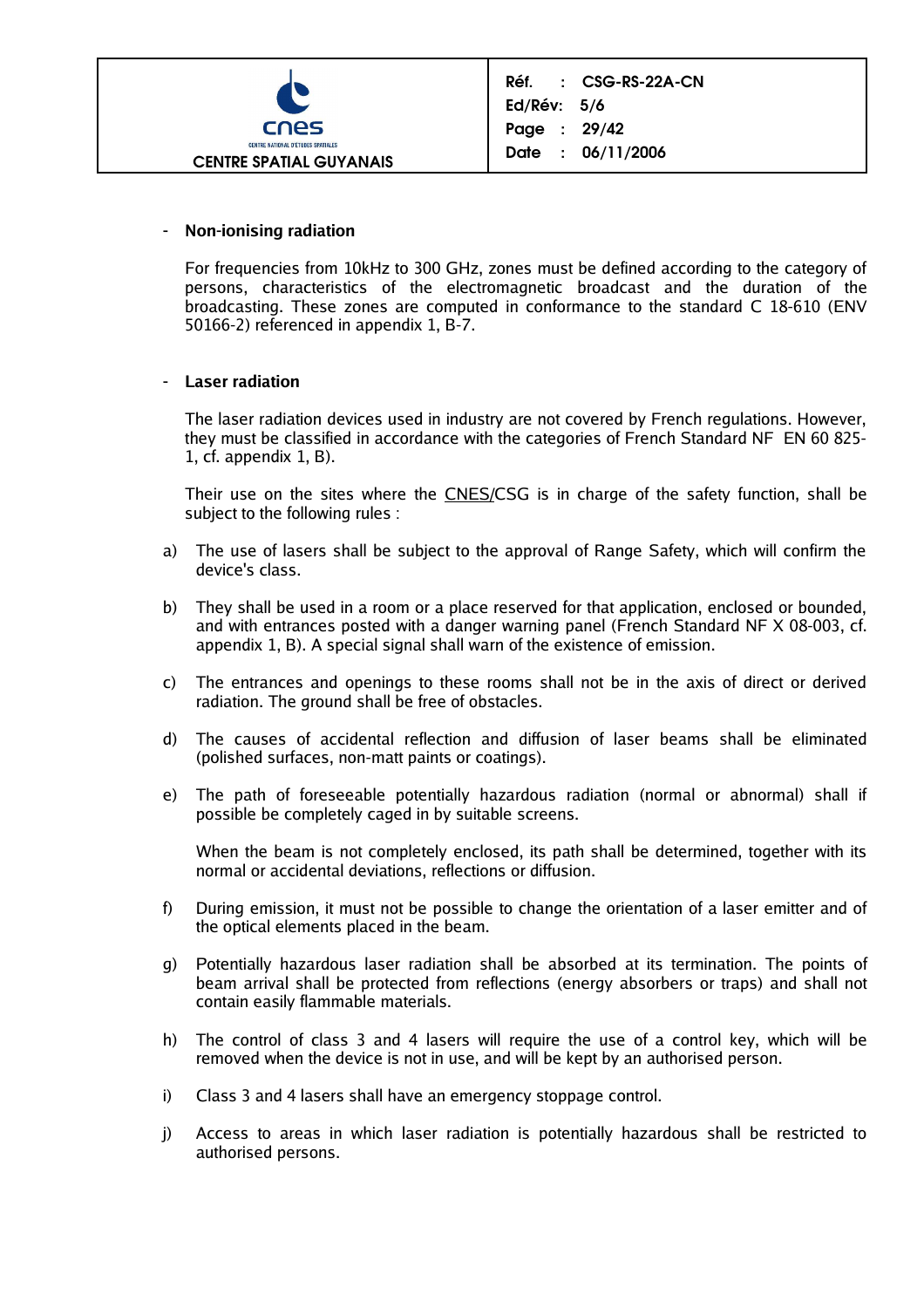- **Non-ionising radiation**

  For frequencies from 10kHz to 300 GHz, zones must be defined according to the category of persons, characteristics of the electromagnetic broadcast and the duration of the broadcasting. These zones are computed in conformance to the standard C 18-610 (ENV 50166-2) referenced in appendix 1, B-7.

- **Laser radiation**

  The laser radiation devices used in industry are not covered by French regulations. However, they must be classified in accordance with the categories of French Standard NF EN 60 825-1, cf. appendix 1, B).

  Their use on the sites where the CNES/CSG is in charge of the safety function, shall be subject to the following rules :

a) The use of lasers shall be subject to the approval of Range Safety, which will confirm the device's class.

b) They shall be used in a room or a place reserved for that application, enclosed or bounded, and with entrances posted with a danger warning panel (French Standard NF X 08-003, cf. appendix 1, B). A special signal shall warn of the existence of emission.

c) The entrances and openings to these rooms shall not be in the axis of direct or derived radiation. The ground shall be free of obstacles.

d) The causes of accidental reflection and diffusion of laser beams shall be eliminated (polished surfaces, non-matt paints or coatings).

e) The path of foreseeable potentially hazardous radiation (normal or abnormal) shall if possible be completely caged in by suitable screens.

   When the beam is not completely enclosed, its path shall be determined, together with its normal or accidental deviations, reflections or diffusion.

f) During emission, it must not be possible to change the orientation of a laser emitter and of the optical elements placed in the beam.

g) Potentially hazardous laser radiation shall be absorbed at its termination. The points of beam arrival shall be protected from reflections (energy absorbers or traps) and shall not contain easily flammable materials.

h) The control of class 3 and 4 lasers will require the use of a control key, which will be removed when the device is not in use, and will be kept by an authorised person.

i) Class 3 and 4 lasers shall have an emergency stoppage control.

j) Access to areas in which laser radiation is potentially hazardous shall be restricted to authorised persons.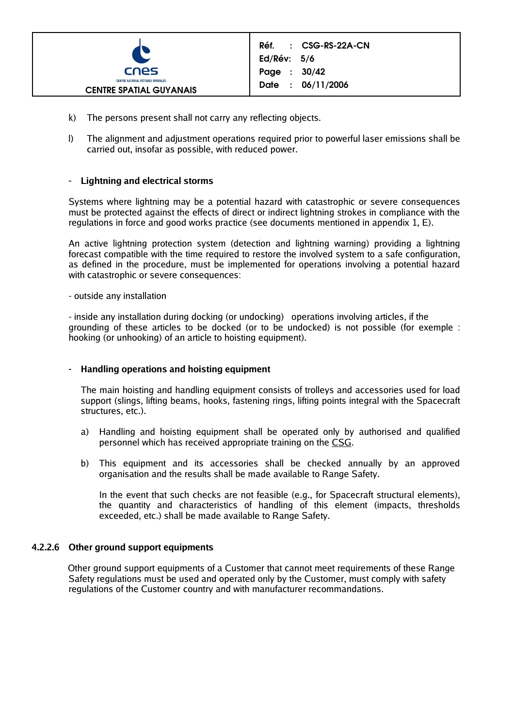k) The persons present shall not carry any reflecting objects.

l) The alignment and adjustment operations required prior to powerful laser emissions shall be carried out, insofar as possible, with reduced power.

- **Lightning and electrical storms**

Systems where lightning may be a potential hazard with catastrophic or severe consequences must be protected against the effects of direct or indirect lightning strokes in compliance with the regulations in force and good works practice (see documents mentioned in appendix 1, E).

An active lightning protection system (detection and lightning warning) providing a lightning forecast compatible with the time required to restore the involved system to a safe configuration, as defined in the procedure, must be implemented for operations involving a potential hazard with catastrophic or severe consequences:

- outside any installation

- inside any installation during docking (or undocking) operations involving articles, if the grounding of these articles to be docked (or to be undocked) is not possible (for exemple : hooking (or unhooking) of an article to hoisting equipment).

- **Handling operations and hoisting equipment**

The main hoisting and handling equipment consists of trolleys and accessories used for load support (slings, lifting beams, hooks, fastening rings, lifting points integral with the Spacecraft structures, etc.).

a) Handling and hoisting equipment shall be operated only by authorised and qualified personnel which has received appropriate training on the CSG.

b) This equipment and its accessories shall be checked annually by an approved organisation and the results shall be made available to Range Safety.

In the event that such checks are not feasible (e.g., for Spacecraft structural elements), the quantity and characteristics of handling of this element (impacts, thresholds exceeded, etc.) shall be made available to Range Safety.

#### 4.2.2.6 Other ground support equipments

Other ground support equipments of a Customer that cannot meet requirements of these Range Safety regulations must be used and operated only by the Customer, must comply with safety regulations of the Customer country and with manufacturer recommandations.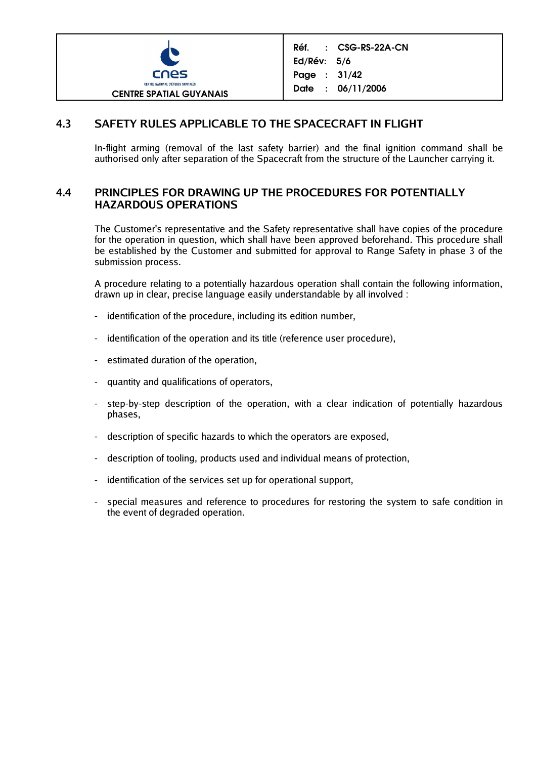## 4.3 SAFETY RULES APPLICABLE TO THE SPACECRAFT IN FLIGHT

In-flight arming (removal of the last safety barrier) and the final ignition command shall be authorised only after separation of the Spacecraft from the structure of the Launcher carrying it.

## 4.4 PRINCIPLES FOR DRAWING UP THE PROCEDURES FOR POTENTIALLY HAZARDOUS OPERATIONS

The Customer's representative and the Safety representative shall have copies of the procedure for the operation in question, which shall have been approved beforehand. This procedure shall be established by the Customer and submitted for approval to Range Safety in phase 3 of the submission process.

A procedure relating to a potentially hazardous operation shall contain the following information, drawn up in clear, precise language easily understandable by all involved :

- identification of the procedure, including its edition number,
- identification of the operation and its title (reference user procedure),
- estimated duration of the operation,
- quantity and qualifications of operators,
- step-by-step description of the operation, with a clear indication of potentially hazardous phases,
- description of specific hazards to which the operators are exposed,
- description of tooling, products used and individual means of protection,
- identification of the services set up for operational support,
- special measures and reference to procedures for restoring the system to safe condition in the event of degraded operation.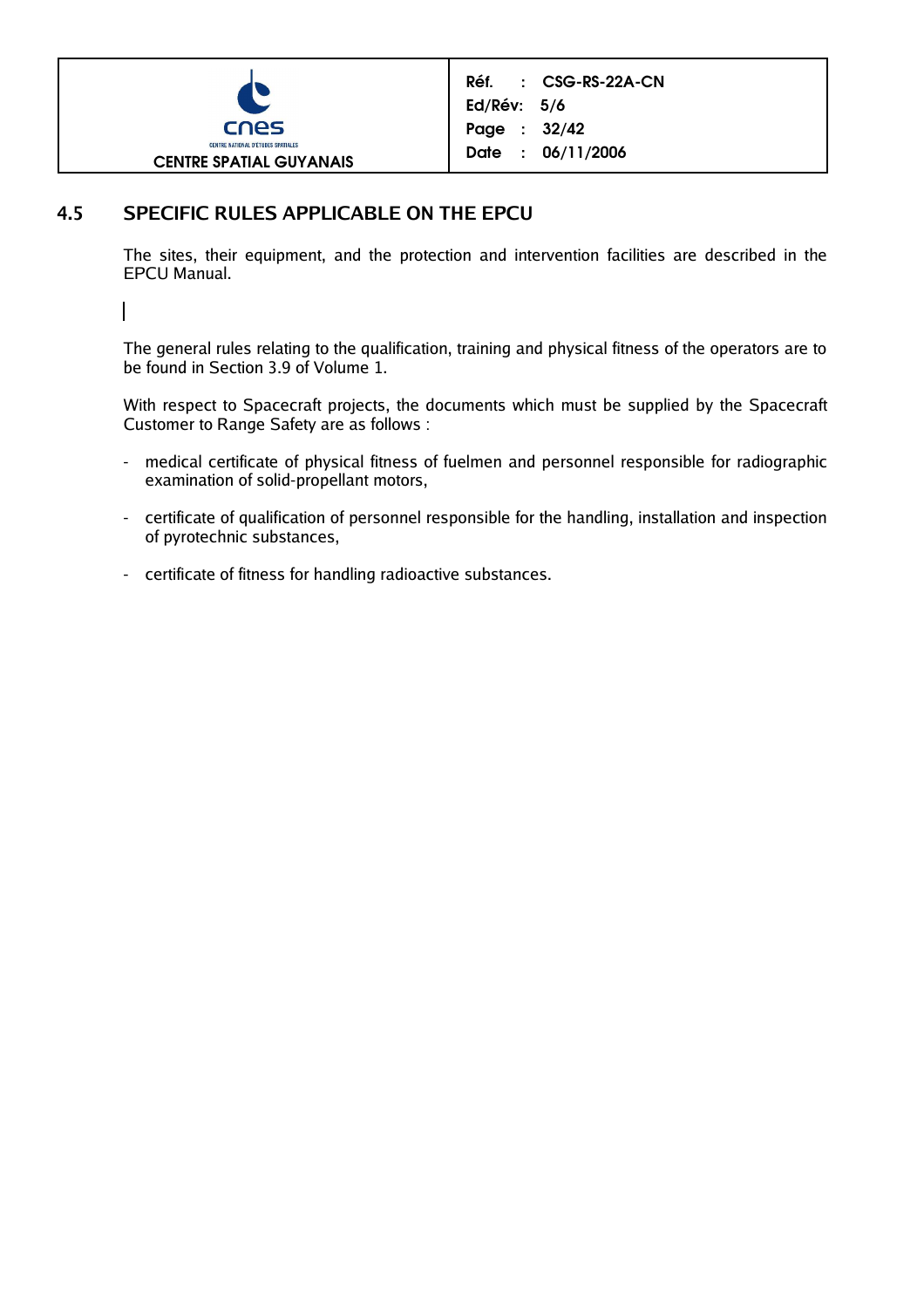## 4.5 SPECIFIC RULES APPLICABLE ON THE EPCU

The sites, their equipment, and the protection and intervention facilities are described in the EPCU Manual.

The general rules relating to the qualification, training and physical fitness of the operators are to be found in Section 3.9 of Volume 1.

With respect to Spacecraft projects, the documents which must be supplied by the Spacecraft Customer to Range Safety are as follows :

- medical certificate of physical fitness of fuelmen and personnel responsible for radiographic examination of solid-propellant motors,
- certificate of qualification of personnel responsible for the handling, installation and inspection of pyrotechnic substances,
- certificate of fitness for handling radioactive substances.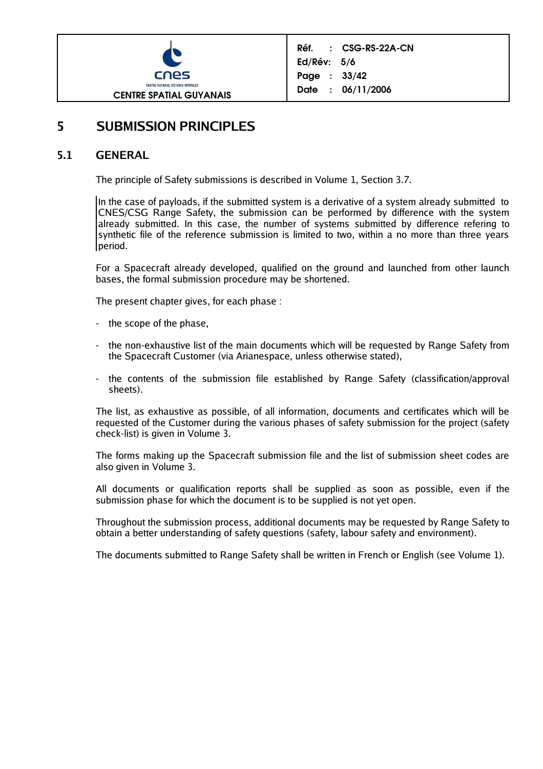# 5 SUBMISSION PRINCIPLES

## 5.1 GENERAL

The principle of Safety submissions is described in Volume 1, Section 3.7.

In the case of payloads, if the submitted system is a derivative of a system already submitted to CNES/CSG Range Safety, the submission can be performed by difference with the system already submitted. In this case, the number of systems submitted by difference refering to synthetic file of the reference submission is limited to two, within a no more than three years period.

For a Spacecraft already developed, qualified on the ground and launched from other launch bases, the formal submission procedure may be shortened.

The present chapter gives, for each phase :

- the scope of the phase,
- the non-exhaustive list of the main documents which will be requested by Range Safety from the Spacecraft Customer (via Arianespace, unless otherwise stated),
- the contents of the submission file established by Range Safety (classification/approval sheets).

The list, as exhaustive as possible, of all information, documents and certificates which will be requested of the Customer during the various phases of safety submission for the project (safety check-list) is given in Volume 3.

The forms making up the Spacecraft submission file and the list of submission sheet codes are also given in Volume 3.

All documents or qualification reports shall be supplied as soon as possible, even if the submission phase for which the document is to be supplied is not yet open.

Throughout the submission process, additional documents may be requested by Range Safety to obtain a better understanding of safety questions (safety, labour safety and environment).

The documents submitted to Range Safety shall be written in French or English (see Volume 1).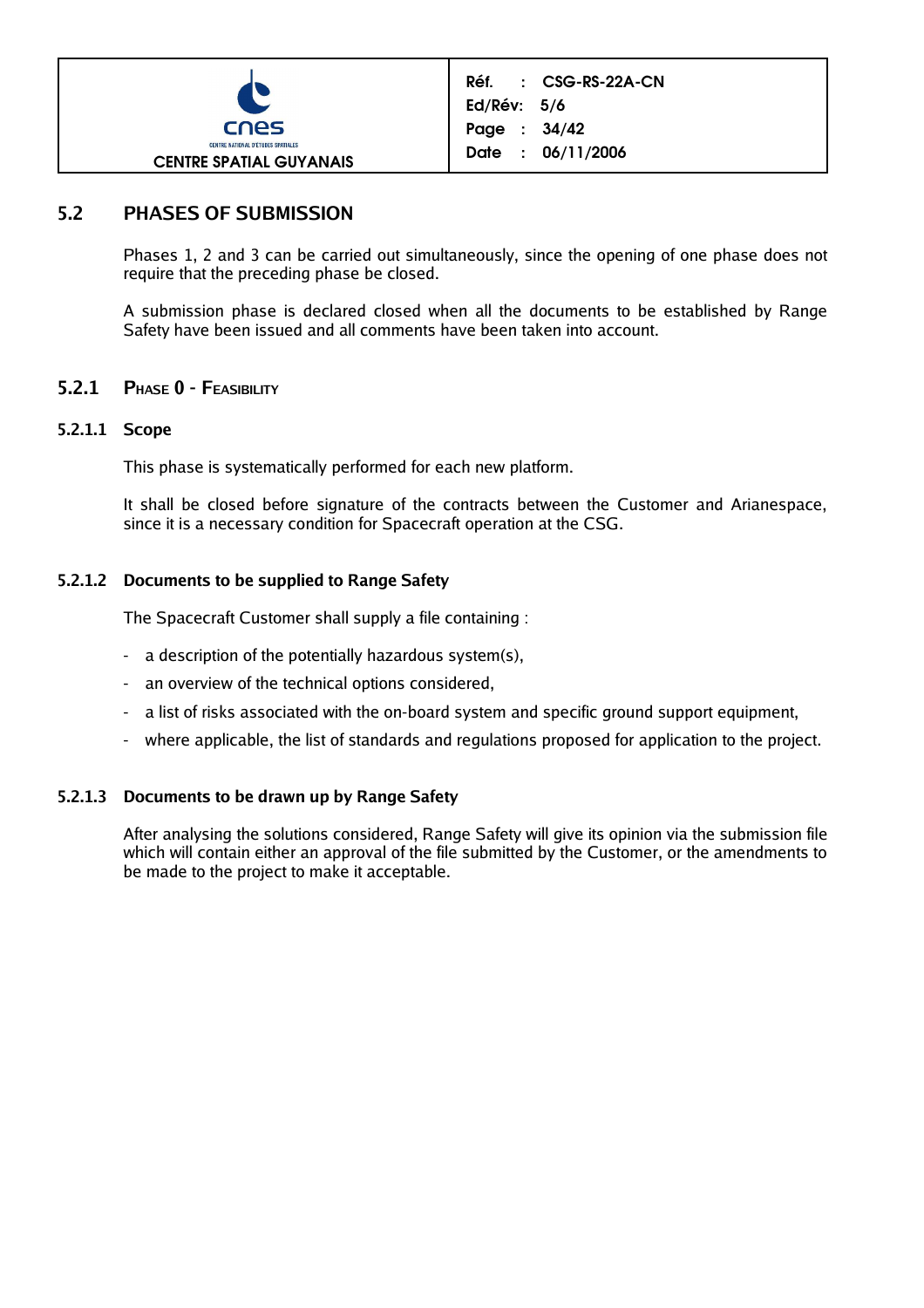## 5.2 PHASES OF SUBMISSION

Phases 1, 2 and 3 can be carried out simultaneously, since the opening of one phase does not require that the preceding phase be closed.

A submission phase is declared closed when all the documents to be established by Range Safety have been issued and all comments have been taken into account.

### 5.2.1 Phase 0 - Feasibility

#### 5.2.1.1 Scope

This phase is systematically performed for each new platform.

It shall be closed before signature of the contracts between the Customer and Arianespace, since it is a necessary condition for Spacecraft operation at the CSG.

#### 5.2.1.2 Documents to be supplied to Range Safety

The Spacecraft Customer shall supply a file containing :

- a description of the potentially hazardous system(s),
- an overview of the technical options considered,
- a list of risks associated with the on-board system and specific ground support equipment,
- where applicable, the list of standards and regulations proposed for application to the project.

#### 5.2.1.3 Documents to be drawn up by Range Safety

After analysing the solutions considered, Range Safety will give its opinion via the submission file which will contain either an approval of the file submitted by the Customer, or the amendments to be made to the project to make it acceptable.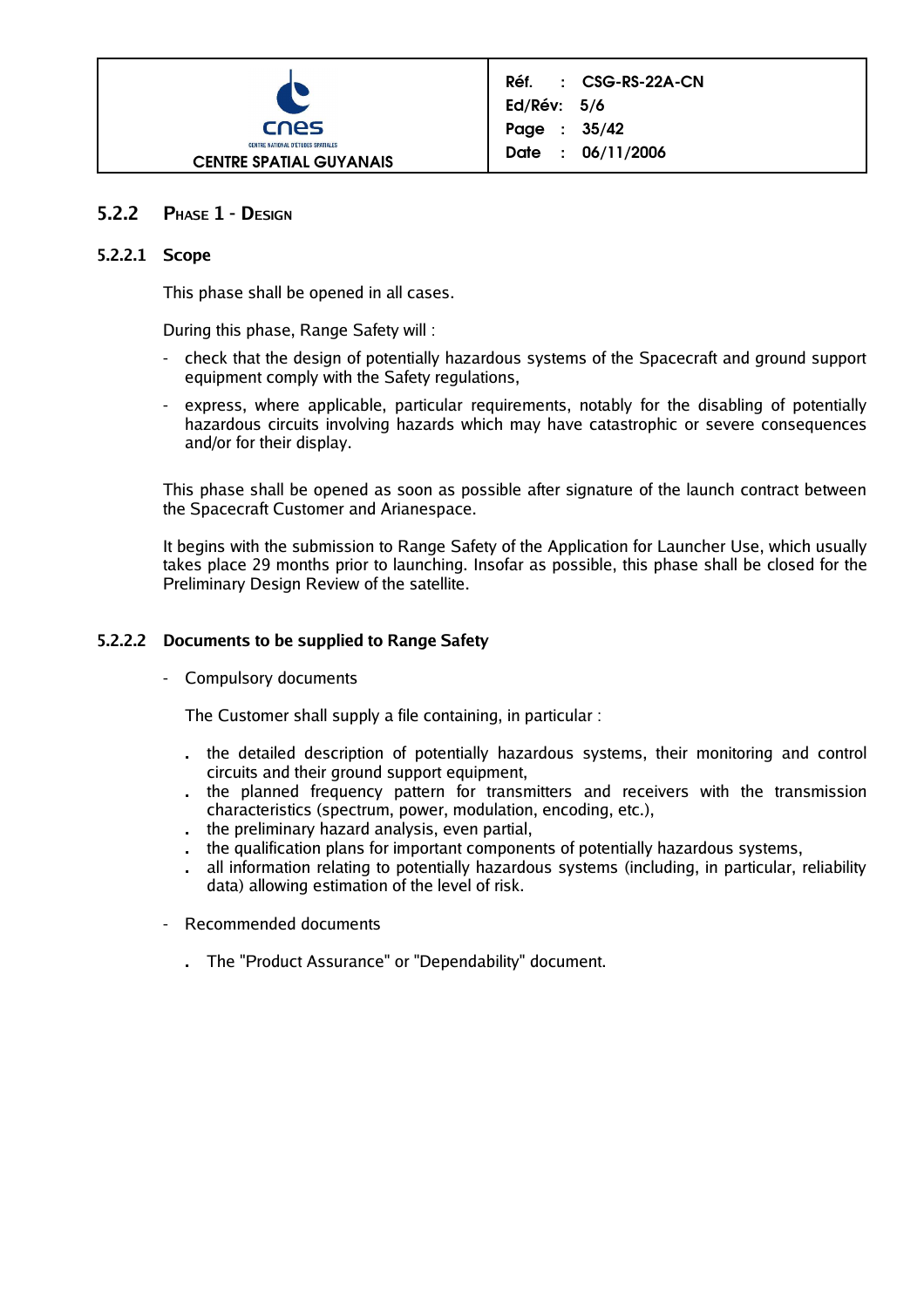### 5.2.2 Phase 1 - Design

#### 5.2.2.1 Scope

This phase shall be opened in all cases.

During this phase, Range Safety will :

- check that the design of potentially hazardous systems of the Spacecraft and ground support equipment comply with the Safety regulations,
- express, where applicable, particular requirements, notably for the disabling of potentially hazardous circuits involving hazards which may have catastrophic or severe consequences and/or for their display.

This phase shall be opened as soon as possible after signature of the launch contract between the Spacecraft Customer and Arianespace.

It begins with the submission to Range Safety of the Application for Launcher Use, which usually takes place 29 months prior to launching. Insofar as possible, this phase shall be closed for the Preliminary Design Review of the satellite.

#### 5.2.2.2 Documents to be supplied to Range Safety

- Compulsory documents

  The Customer shall supply a file containing, in particular :

  - the detailed description of potentially hazardous systems, their monitoring and control circuits and their ground support equipment,
  - the planned frequency pattern for transmitters and receivers with the transmission characteristics (spectrum, power, modulation, encoding, etc.),
  - the preliminary hazard analysis, even partial,
  - the qualification plans for important components of potentially hazardous systems,
  - all information relating to potentially hazardous systems (including, in particular, reliability data) allowing estimation of the level of risk.

- Recommended documents

  - The "Product Assurance" or "Dependability" document.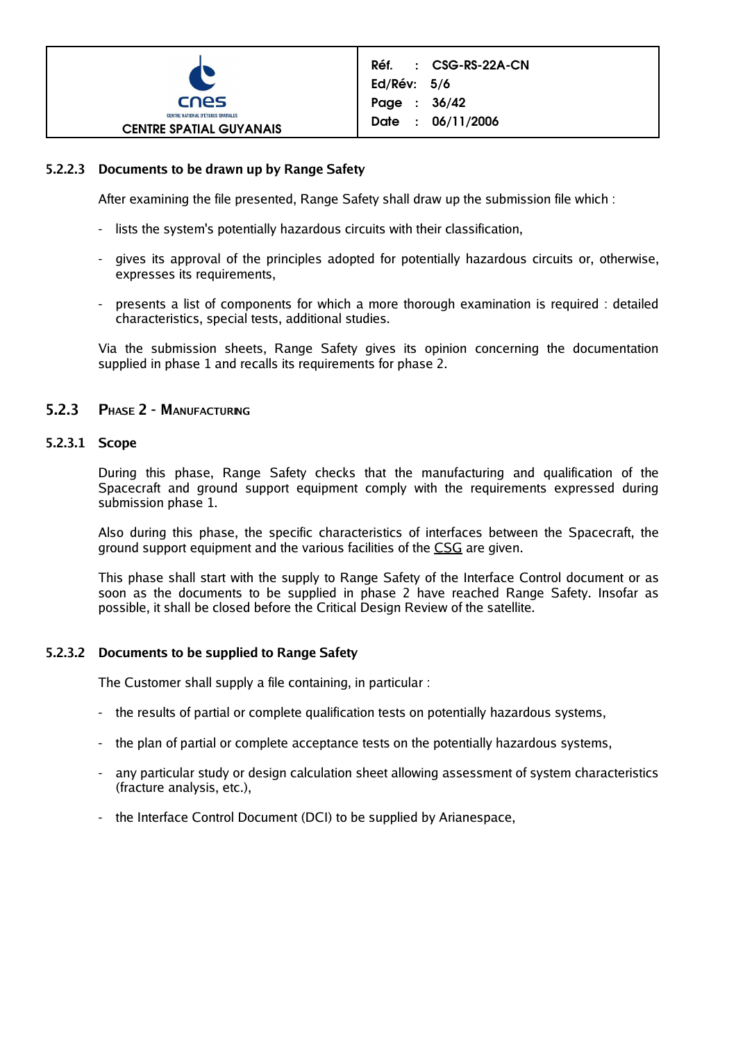#### 5.2.2.3 Documents to be drawn up by Range Safety

After examining the file presented, Range Safety shall draw up the submission file which :

- lists the system's potentially hazardous circuits with their classification,
- gives its approval of the principles adopted for potentially hazardous circuits or, otherwise, expresses its requirements,
- presents a list of components for which a more thorough examination is required : detailed characteristics, special tests, additional studies.

Via the submission sheets, Range Safety gives its opinion concerning the documentation supplied in phase 1 and recalls its requirements for phase 2.

### 5.2.3 Phase 2 - Manufacturing

#### 5.2.3.1 Scope

During this phase, Range Safety checks that the manufacturing and qualification of the Spacecraft and ground support equipment comply with the requirements expressed during submission phase 1.

Also during this phase, the specific characteristics of interfaces between the Spacecraft, the ground support equipment and the various facilities of the CSG are given.

This phase shall start with the supply to Range Safety of the Interface Control document or as soon as the documents to be supplied in phase 2 have reached Range Safety. Insofar as possible, it shall be closed before the Critical Design Review of the satellite.

#### 5.2.3.2 Documents to be supplied to Range Safety

The Customer shall supply a file containing, in particular :

- the results of partial or complete qualification tests on potentially hazardous systems,
- the plan of partial or complete acceptance tests on the potentially hazardous systems,
- any particular study or design calculation sheet allowing assessment of system characteristics (fracture analysis, etc.),
- the Interface Control Document (DCI) to be supplied by Arianespace,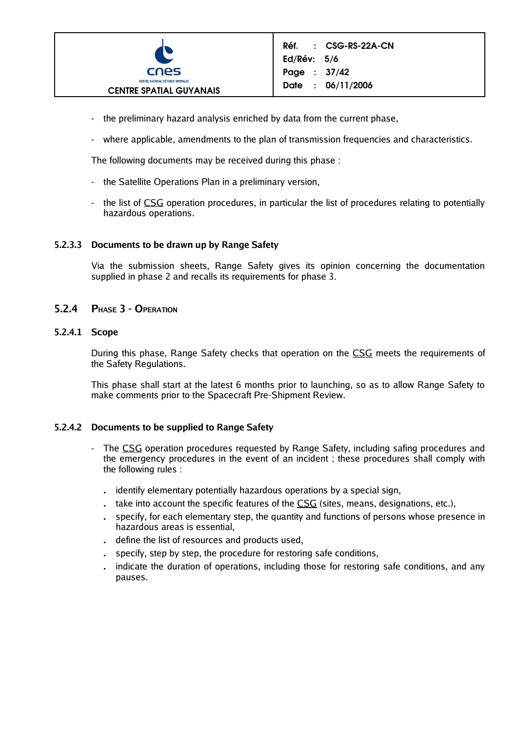- the preliminary hazard analysis enriched by data from the current phase,
- where applicable, amendments to the plan of transmission frequencies and characteristics.

The following documents may be received during this phase :

- the Satellite Operations Plan in a preliminary version,
- the list of CSG operation procedures, in particular the list of procedures relating to potentially hazardous operations.

#### 5.2.3.3 Documents to be drawn up by Range Safety

Via the submission sheets, Range Safety gives its opinion concerning the documentation supplied in phase 2 and recalls its requirements for phase 3.

### 5.2.4 Phase 3 - Operation

#### 5.2.4.1 Scope

During this phase, Range Safety checks that operation on the CSG meets the requirements of the Safety Regulations.

This phase shall start at the latest 6 months prior to launching, so as to allow Range Safety to make comments prior to the Spacecraft Pre-Shipment Review.

#### 5.2.4.2 Documents to be supplied to Range Safety

- The CSG operation procedures requested by Range Safety, including safing procedures and the emergency procedures in the event of an incident ; these procedures shall comply with the following rules :
  - identify elementary potentially hazardous operations by a special sign,
  - take into account the specific features of the CSG (sites, means, designations, etc.),
  - specify, for each elementary step, the quantity and functions of persons whose presence in hazardous areas is essential,
  - define the list of resources and products used,
  - specify, step by step, the procedure for restoring safe conditions,
  - indicate the duration of operations, including those for restoring safe conditions, and any pauses.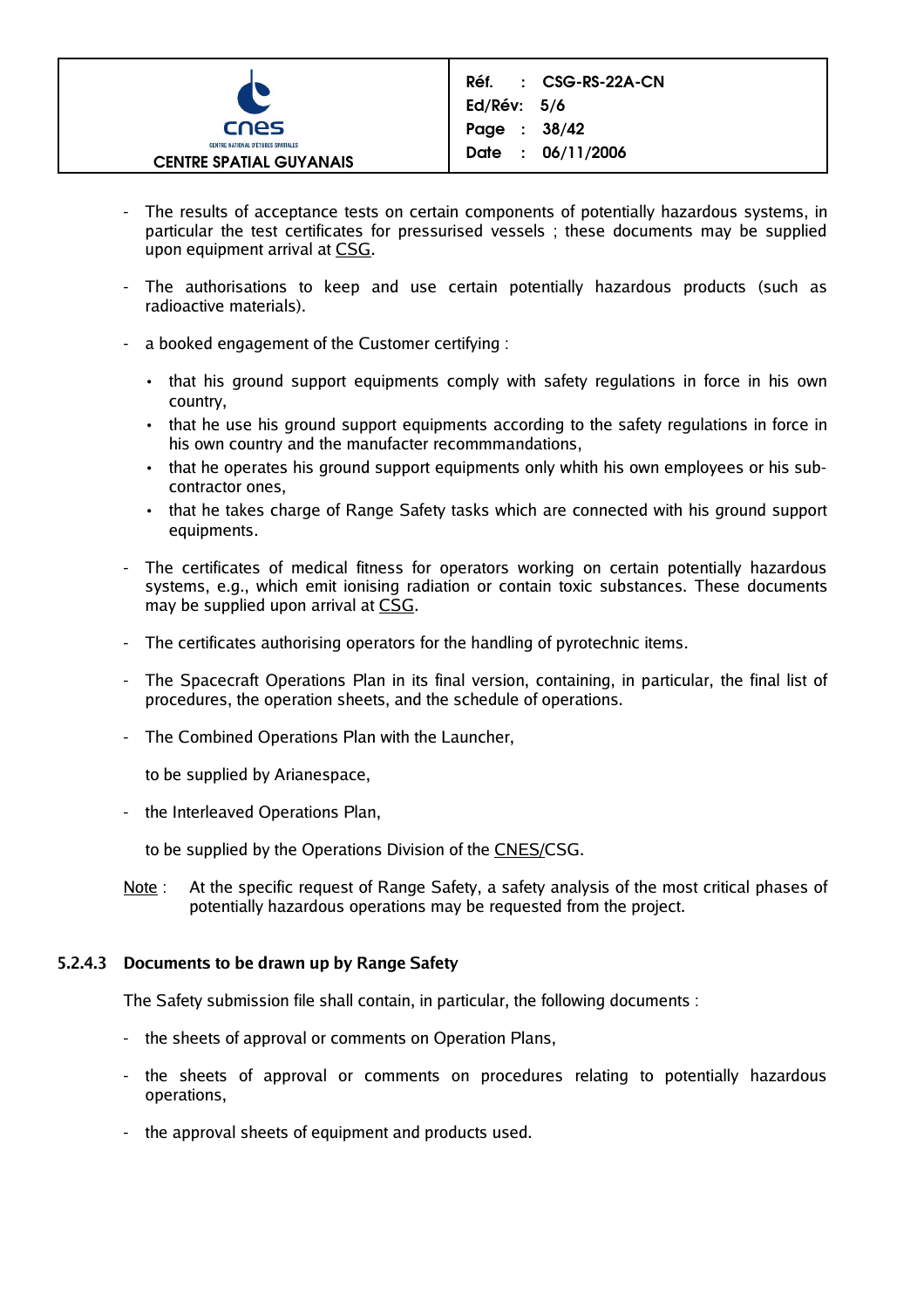- The results of acceptance tests on certain components of potentially hazardous systems, in particular the test certificates for pressurised vessels ; these documents may be supplied upon equipment arrival at CSG.

- The authorisations to keep and use certain potentially hazardous products (such as radioactive materials).

- a booked engagement of the Customer certifying :

  - that his ground support equipments comply with safety regulations in force in his own country,
  - that he use his ground support equipments according to the safety regulations in force in his own country and the manufacter recommmandations,
  - that he operates his ground support equipments only whith his own employees or his sub-contractor ones,
  - that he takes charge of Range Safety tasks which are connected with his ground support equipments.

- The certificates of medical fitness for operators working on certain potentially hazardous systems, e.g., which emit ionising radiation or contain toxic substances. These documents may be supplied upon arrival at CSG.

- The certificates authorising operators for the handling of pyrotechnic items.

- The Spacecraft Operations Plan in its final version, containing, in particular, the final list of procedures, the operation sheets, and the schedule of operations.

- The Combined Operations Plan with the Launcher,

  to be supplied by Arianespace,

- the Interleaved Operations Plan,

  to be supplied by the Operations Division of the CNES/CSG.

Note : At the specific request of Range Safety, a safety analysis of the most critical phases of potentially hazardous operations may be requested from the project.

#### 5.2.4.3 Documents to be drawn up by Range Safety

The Safety submission file shall contain, in particular, the following documents :

- the sheets of approval or comments on Operation Plans,

- the sheets of approval or comments on procedures relating to potentially hazardous operations,

- the approval sheets of equipment and products used.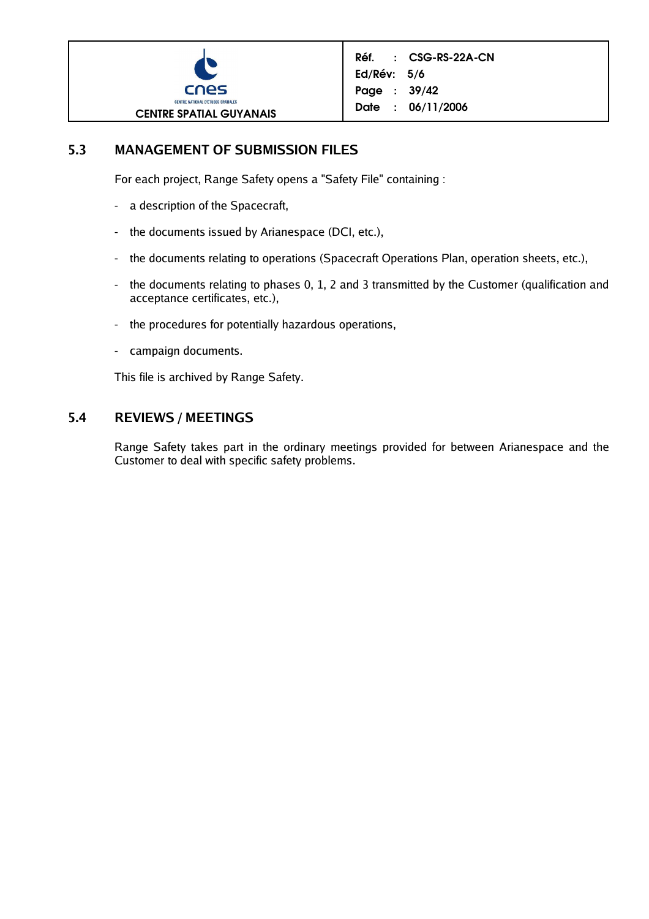## 5.3 MANAGEMENT OF SUBMISSION FILES

For each project, Range Safety opens a "Safety File" containing :

- a description of the Spacecraft,
- the documents issued by Arianespace (DCI, etc.),
- the documents relating to operations (Spacecraft Operations Plan, operation sheets, etc.),
- the documents relating to phases 0, 1, 2 and 3 transmitted by the Customer (qualification and acceptance certificates, etc.),
- the procedures for potentially hazardous operations,
- campaign documents.

This file is archived by Range Safety.

## 5.4 REVIEWS / MEETINGS

Range Safety takes part in the ordinary meetings provided for between Arianespace and the Customer to deal with specific safety problems.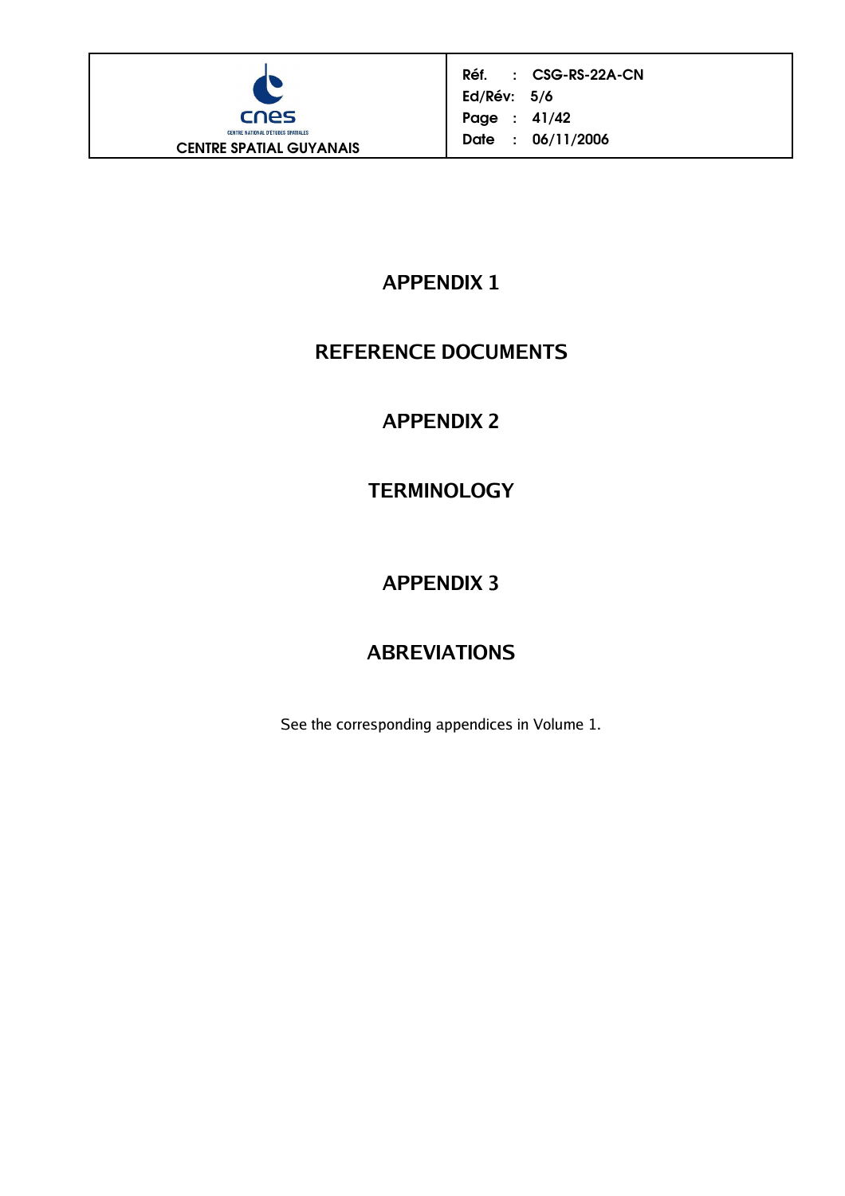# APPENDIX 1

# REFERENCE DOCUMENTS

# APPENDIX 2

# TERMINOLOGY

# APPENDIX 3

# ABREVIATIONS

See the corresponding appendices in Volume 1.